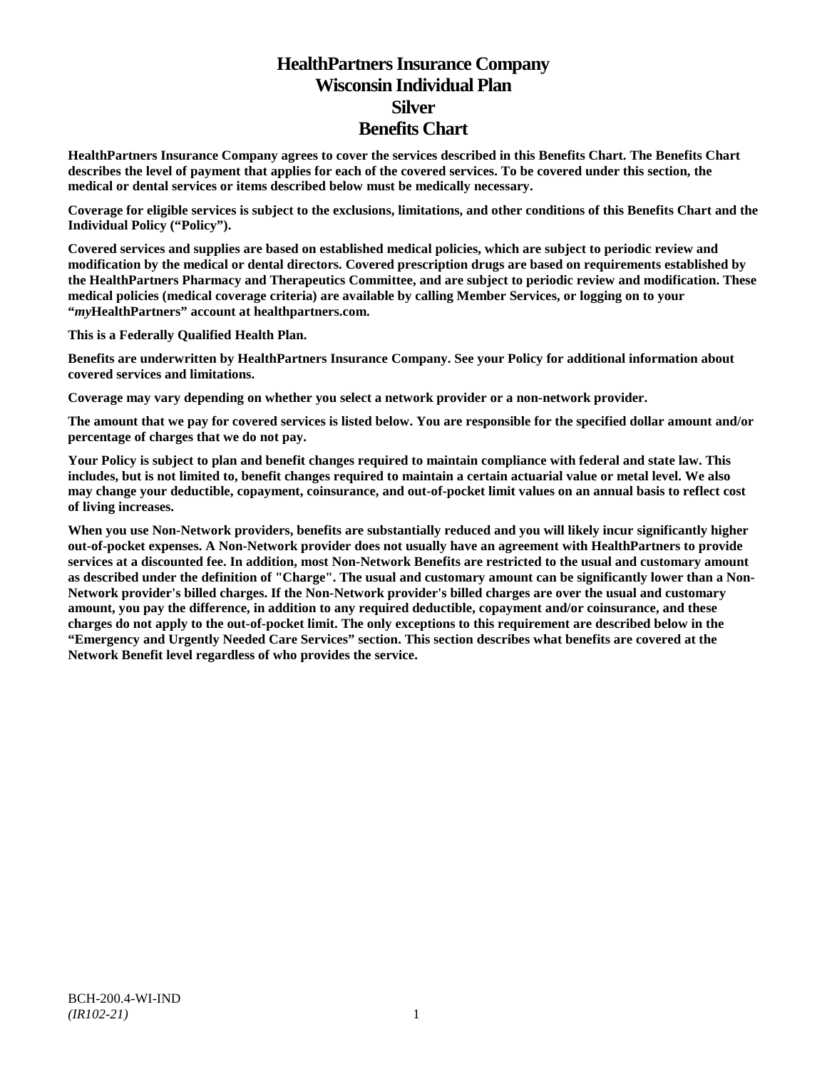# HealthPartners Insurance Company
# Wisconsin Individual Plan
# Silver
# Benefits Chart

**HealthPartners Insurance Company agrees to cover the services described in this Benefits Chart. The Benefits Chart describes the level of payment that applies for each of the covered services. To be covered under this section, the medical or dental services or items described below must be medically necessary.**

**Coverage for eligible services is subject to the exclusions, limitations, and other conditions of this Benefits Chart and the Individual Policy ("Policy").**

**Covered services and supplies are based on established medical policies, which are subject to periodic review and modification by the medical or dental directors. Covered prescription drugs are based on requirements established by the HealthPartners Pharmacy and Therapeutics Committee, and are subject to periodic review and modification. These medical policies (medical coverage criteria) are available by calling Member Services, or logging on to your "*my*HealthPartners" account at healthpartners.com.**

**This is a Federally Qualified Health Plan.**

**Benefits are underwritten by HealthPartners Insurance Company. See your Policy for additional information about covered services and limitations.**

**Coverage may vary depending on whether you select a network provider or a non-network provider.**

**The amount that we pay for covered services is listed below. You are responsible for the specified dollar amount and/or percentage of charges that we do not pay.**

**Your Policy is subject to plan and benefit changes required to maintain compliance with federal and state law. This includes, but is not limited to, benefit changes required to maintain a certain actuarial value or metal level. We also may change your deductible, copayment, coinsurance, and out-of-pocket limit values on an annual basis to reflect cost of living increases.**

**When you use Non-Network providers, benefits are substantially reduced and you will likely incur significantly higher out-of-pocket expenses. A Non-Network provider does not usually have an agreement with HealthPartners to provide services at a discounted fee. In addition, most Non-Network Benefits are restricted to the usual and customary amount as described under the definition of "Charge". The usual and customary amount can be significantly lower than a Non-Network provider's billed charges. If the Non-Network provider's billed charges are over the usual and customary amount, you pay the difference, in addition to any required deductible, copayment and/or coinsurance, and these charges do not apply to the out-of-pocket limit. The only exceptions to this requirement are described below in the "Emergency and Urgently Needed Care Services" section. This section describes what benefits are covered at the Network Benefit level regardless of who provides the service.**

BCH-200.4-WI-IND
*(IR102-21)*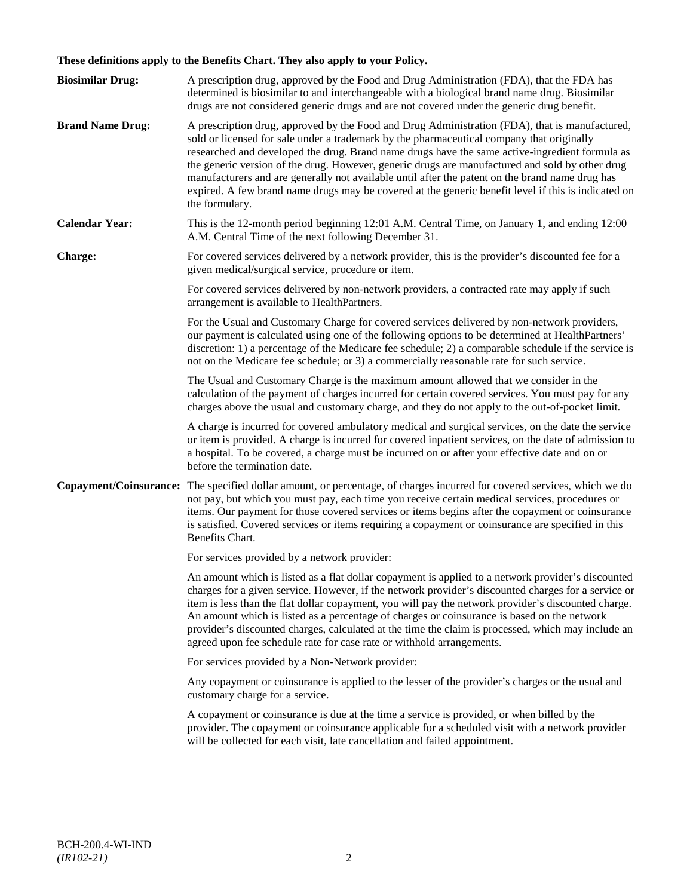**These definitions apply to the Benefits Chart. They also apply to your Policy.**

**Biosimilar Drug:** A prescription drug, approved by the Food and Drug Administration (FDA), that the FDA has determined is biosimilar to and interchangeable with a biological brand name drug. Biosimilar drugs are not considered generic drugs and are not covered under the generic drug benefit.

**Brand Name Drug:** A prescription drug, approved by the Food and Drug Administration (FDA), that is manufactured, sold or licensed for sale under a trademark by the pharmaceutical company that originally researched and developed the drug. Brand name drugs have the same active-ingredient formula as the generic version of the drug. However, generic drugs are manufactured and sold by other drug manufacturers and are generally not available until after the patent on the brand name drug has expired. A few brand name drugs may be covered at the generic benefit level if this is indicated on the formulary.

**Calendar Year:** This is the 12-month period beginning 12:01 A.M. Central Time, on January 1, and ending 12:00 A.M. Central Time of the next following December 31.

**Charge:** For covered services delivered by a network provider, this is the provider's discounted fee for a given medical/surgical service, procedure or item.

For covered services delivered by non-network providers, a contracted rate may apply if such arrangement is available to HealthPartners.

For the Usual and Customary Charge for covered services delivered by non-network providers, our payment is calculated using one of the following options to be determined at HealthPartners' discretion: 1) a percentage of the Medicare fee schedule; 2) a comparable schedule if the service is not on the Medicare fee schedule; or 3) a commercially reasonable rate for such service.

The Usual and Customary Charge is the maximum amount allowed that we consider in the calculation of the payment of charges incurred for certain covered services. You must pay for any charges above the usual and customary charge, and they do not apply to the out-of-pocket limit.

A charge is incurred for covered ambulatory medical and surgical services, on the date the service or item is provided. A charge is incurred for covered inpatient services, on the date of admission to a hospital. To be covered, a charge must be incurred on or after your effective date and on or before the termination date.

**Copayment/Coinsurance:** The specified dollar amount, or percentage, of charges incurred for covered services, which we do not pay, but which you must pay, each time you receive certain medical services, procedures or items. Our payment for those covered services or items begins after the copayment or coinsurance is satisfied. Covered services or items requiring a copayment or coinsurance are specified in this Benefits Chart.

For services provided by a network provider:

An amount which is listed as a flat dollar copayment is applied to a network provider's discounted charges for a given service. However, if the network provider's discounted charges for a service or item is less than the flat dollar copayment, you will pay the network provider's discounted charge. An amount which is listed as a percentage of charges or coinsurance is based on the network provider's discounted charges, calculated at the time the claim is processed, which may include an agreed upon fee schedule rate for case rate or withhold arrangements.

For services provided by a Non-Network provider:

Any copayment or coinsurance is applied to the lesser of the provider's charges or the usual and customary charge for a service.

A copayment or coinsurance is due at the time a service is provided, or when billed by the provider. The copayment or coinsurance applicable for a scheduled visit with a network provider will be collected for each visit, late cancellation and failed appointment.

BCH-200.4-WI-IND
*(IR102-21)*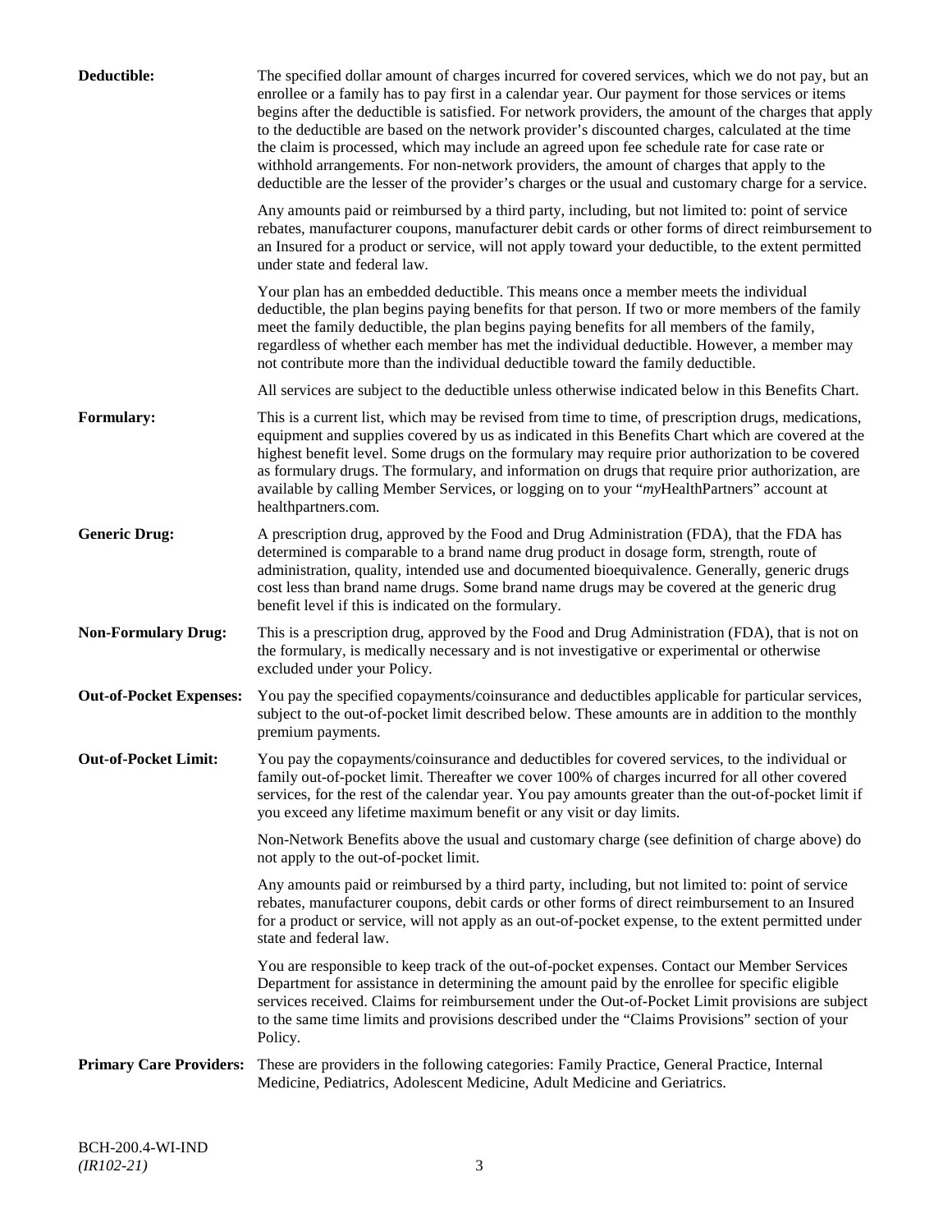**Deductible:** The specified dollar amount of charges incurred for covered services, which we do not pay, but an enrollee or a family has to pay first in a calendar year. Our payment for those services or items begins after the deductible is satisfied. For network providers, the amount of the charges that apply to the deductible are based on the network provider's discounted charges, calculated at the time the claim is processed, which may include an agreed upon fee schedule rate for case rate or withhold arrangements. For non-network providers, the amount of charges that apply to the deductible are the lesser of the provider's charges or the usual and customary charge for a service.

Any amounts paid or reimbursed by a third party, including, but not limited to: point of service rebates, manufacturer coupons, manufacturer debit cards or other forms of direct reimbursement to an Insured for a product or service, will not apply toward your deductible, to the extent permitted under state and federal law.

Your plan has an embedded deductible. This means once a member meets the individual deductible, the plan begins paying benefits for that person. If two or more members of the family meet the family deductible, the plan begins paying benefits for all members of the family, regardless of whether each member has met the individual deductible. However, a member may not contribute more than the individual deductible toward the family deductible.

All services are subject to the deductible unless otherwise indicated below in this Benefits Chart.

**Formulary:** This is a current list, which may be revised from time to time, of prescription drugs, medications, equipment and supplies covered by us as indicated in this Benefits Chart which are covered at the highest benefit level. Some drugs on the formulary may require prior authorization to be covered as formulary drugs. The formulary, and information on drugs that require prior authorization, are available by calling Member Services, or logging on to your "*my*HealthPartners" account at healthpartners.com.

**Generic Drug:** A prescription drug, approved by the Food and Drug Administration (FDA), that the FDA has determined is comparable to a brand name drug product in dosage form, strength, route of administration, quality, intended use and documented bioequivalence. Generally, generic drugs cost less than brand name drugs. Some brand name drugs may be covered at the generic drug benefit level if this is indicated on the formulary.

**Non-Formulary Drug:** This is a prescription drug, approved by the Food and Drug Administration (FDA), that is not on the formulary, is medically necessary and is not investigative or experimental or otherwise excluded under your Policy.

**Out-of-Pocket Expenses:** You pay the specified copayments/coinsurance and deductibles applicable for particular services, subject to the out-of-pocket limit described below. These amounts are in addition to the monthly premium payments.

**Out-of-Pocket Limit:** You pay the copayments/coinsurance and deductibles for covered services, to the individual or family out-of-pocket limit. Thereafter we cover 100% of charges incurred for all other covered services, for the rest of the calendar year. You pay amounts greater than the out-of-pocket limit if you exceed any lifetime maximum benefit or any visit or day limits.

Non-Network Benefits above the usual and customary charge (see definition of charge above) do not apply to the out-of-pocket limit.

Any amounts paid or reimbursed by a third party, including, but not limited to: point of service rebates, manufacturer coupons, debit cards or other forms of direct reimbursement to an Insured for a product or service, will not apply as an out-of-pocket expense, to the extent permitted under state and federal law.

You are responsible to keep track of the out-of-pocket expenses. Contact our Member Services Department for assistance in determining the amount paid by the enrollee for specific eligible services received. Claims for reimbursement under the Out-of-Pocket Limit provisions are subject to the same time limits and provisions described under the "Claims Provisions" section of your Policy.

**Primary Care Providers:** These are providers in the following categories: Family Practice, General Practice, Internal Medicine, Pediatrics, Adolescent Medicine, Adult Medicine and Geriatrics.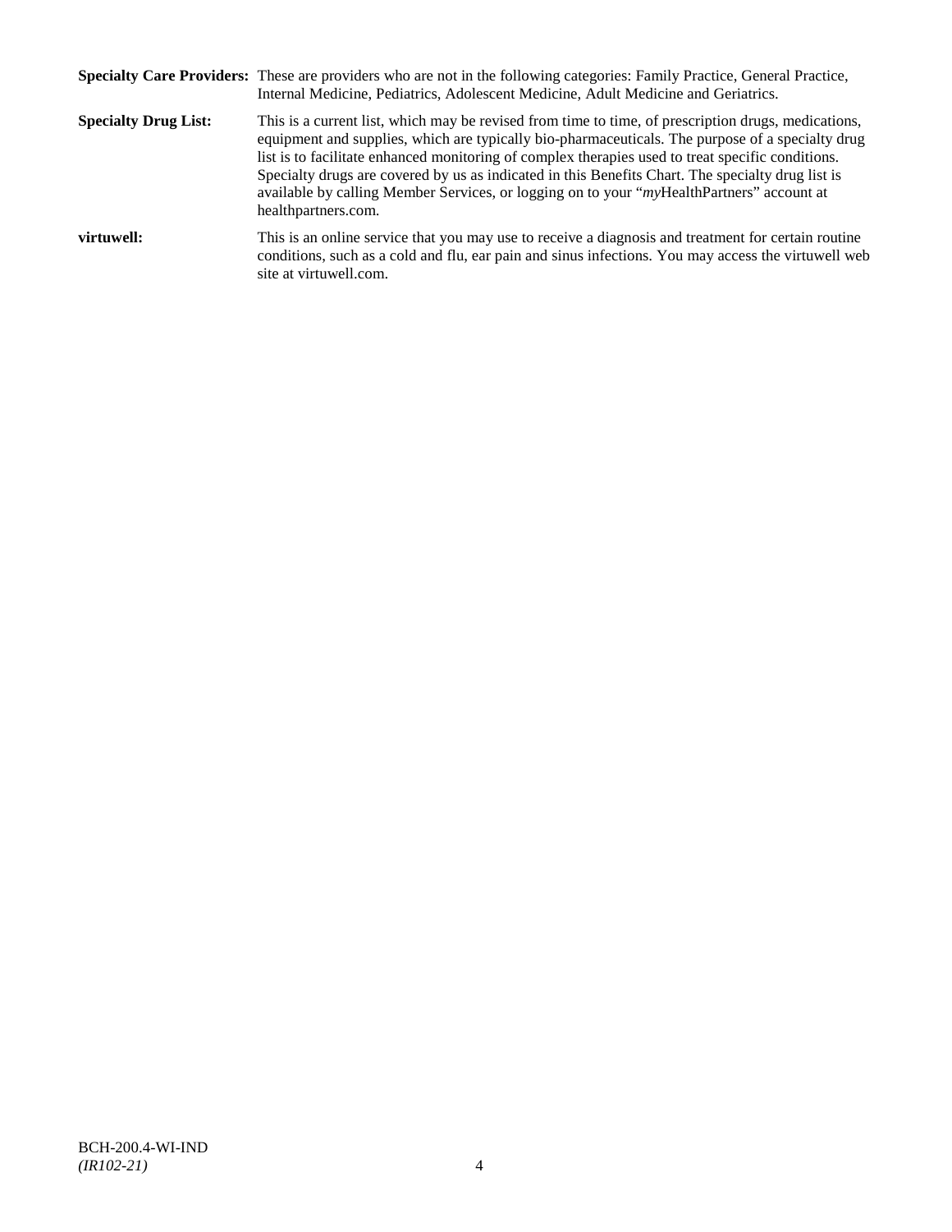**Specialty Care Providers:** These are providers who are not in the following categories: Family Practice, General Practice, Internal Medicine, Pediatrics, Adolescent Medicine, Adult Medicine and Geriatrics.

**Specialty Drug List:** This is a current list, which may be revised from time to time, of prescription drugs, medications, equipment and supplies, which are typically bio-pharmaceuticals. The purpose of a specialty drug list is to facilitate enhanced monitoring of complex therapies used to treat specific conditions. Specialty drugs are covered by us as indicated in this Benefits Chart. The specialty drug list is available by calling Member Services, or logging on to your "*my*HealthPartners" account at healthpartners.com.

**virtuwell:** This is an online service that you may use to receive a diagnosis and treatment for certain routine conditions, such as a cold and flu, ear pain and sinus infections. You may access the virtuwell web site at virtuwell.com.

BCH-200.4-WI-IND
*(IR102-21)*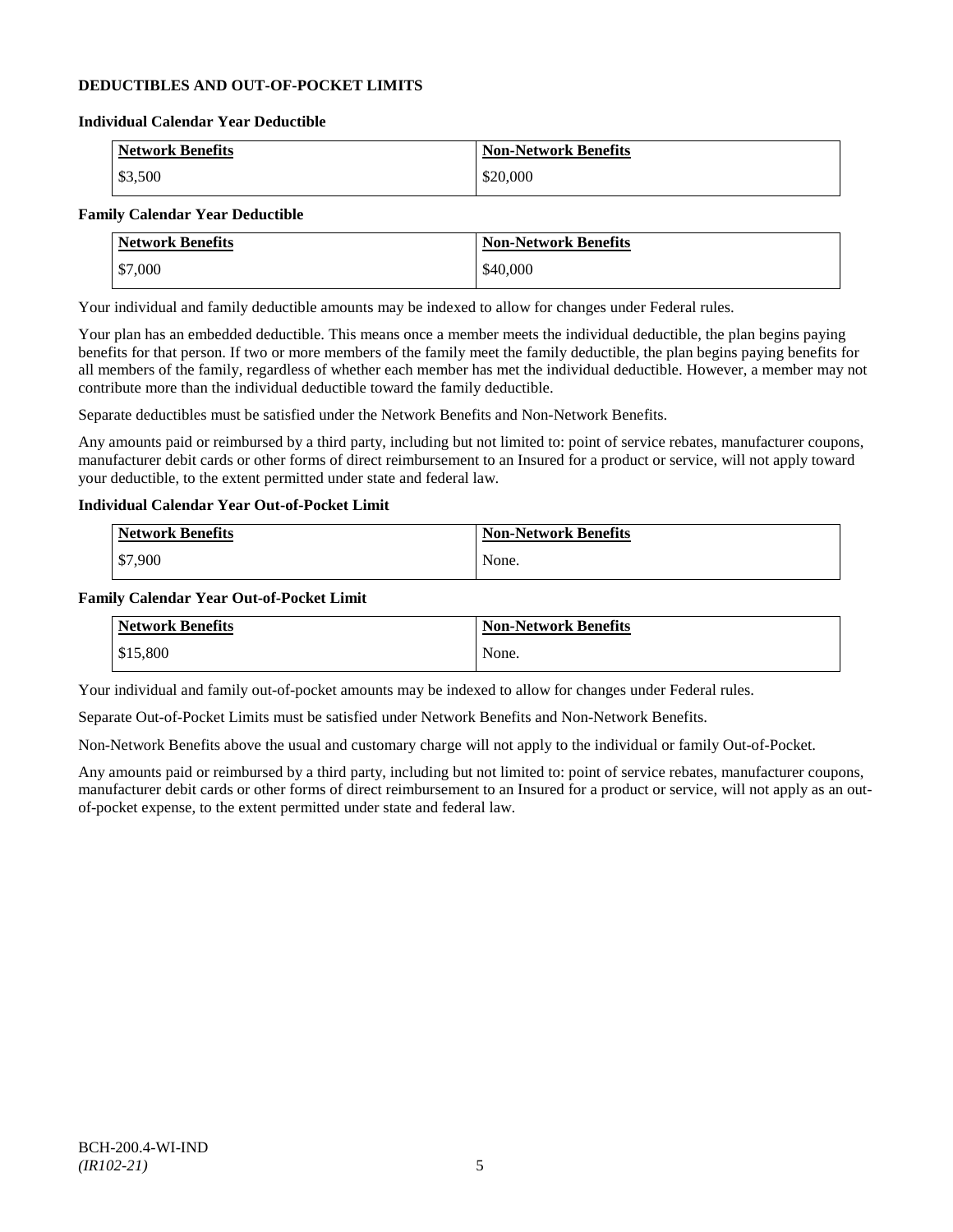## DEDUCTIBLES AND OUT-OF-POCKET LIMITS

### Individual Calendar Year Deductible

| Network Benefits | Non-Network Benefits |
| --- | --- |
| $3,500 | $20,000 |

### Family Calendar Year Deductible

| Network Benefits | Non-Network Benefits |
| --- | --- |
| $7,000 | $40,000 |

Your individual and family deductible amounts may be indexed to allow for changes under Federal rules.

Your plan has an embedded deductible. This means once a member meets the individual deductible, the plan begins paying benefits for that person. If two or more members of the family meet the family deductible, the plan begins paying benefits for all members of the family, regardless of whether each member has met the individual deductible. However, a member may not contribute more than the individual deductible toward the family deductible.

Separate deductibles must be satisfied under the Network Benefits and Non-Network Benefits.

Any amounts paid or reimbursed by a third party, including but not limited to: point of service rebates, manufacturer coupons, manufacturer debit cards or other forms of direct reimbursement to an Insured for a product or service, will not apply toward your deductible, to the extent permitted under state and federal law.

### Individual Calendar Year Out-of-Pocket Limit

| Network Benefits | Non-Network Benefits |
| --- | --- |
| $7,900 | None. |

### Family Calendar Year Out-of-Pocket Limit

| Network Benefits | Non-Network Benefits |
| --- | --- |
| $15,800 | None. |

Your individual and family out-of-pocket amounts may be indexed to allow for changes under Federal rules.

Separate Out-of-Pocket Limits must be satisfied under Network Benefits and Non-Network Benefits.

Non-Network Benefits above the usual and customary charge will not apply to the individual or family Out-of-Pocket.

Any amounts paid or reimbursed by a third party, including but not limited to: point of service rebates, manufacturer coupons, manufacturer debit cards or other forms of direct reimbursement to an Insured for a product or service, will not apply as an out-of-pocket expense, to the extent permitted under state and federal law.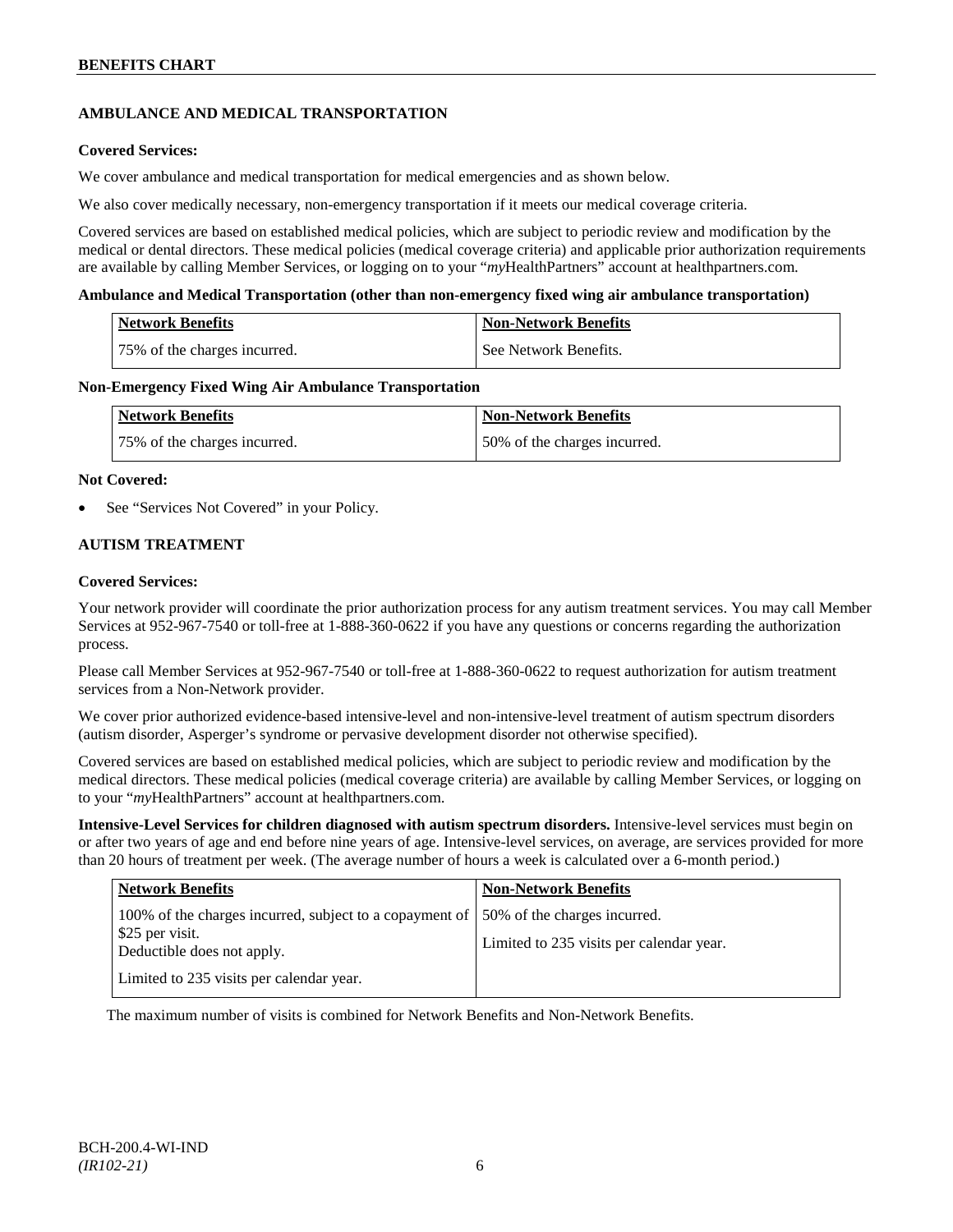## AMBULANCE AND MEDICAL TRANSPORTATION

**Covered Services:**

We cover ambulance and medical transportation for medical emergencies and as shown below.

We also cover medically necessary, non-emergency transportation if it meets our medical coverage criteria.

Covered services are based on established medical policies, which are subject to periodic review and modification by the medical or dental directors. These medical policies (medical coverage criteria) and applicable prior authorization requirements are available by calling Member Services, or logging on to your "*my*HealthPartners" account at healthpartners.com.

**Ambulance and Medical Transportation (other than non-emergency fixed wing air ambulance transportation)**

| Network Benefits | Non-Network Benefits |
|---|---|
| 75% of the charges incurred. | See Network Benefits. |

**Non-Emergency Fixed Wing Air Ambulance Transportation**

| Network Benefits | Non-Network Benefits |
|---|---|
| 75% of the charges incurred. | 50% of the charges incurred. |

**Not Covered:**

- See "Services Not Covered" in your Policy.

## AUTISM TREATMENT

**Covered Services:**

Your network provider will coordinate the prior authorization process for any autism treatment services. You may call Member Services at 952-967-7540 or toll-free at 1-888-360-0622 if you have any questions or concerns regarding the authorization process.

Please call Member Services at 952-967-7540 or toll-free at 1-888-360-0622 to request authorization for autism treatment services from a Non-Network provider.

We cover prior authorized evidence-based intensive-level and non-intensive-level treatment of autism spectrum disorders (autism disorder, Asperger's syndrome or pervasive development disorder not otherwise specified).

Covered services are based on established medical policies, which are subject to periodic review and modification by the medical directors. These medical policies (medical coverage criteria) are available by calling Member Services, or logging on to your "*my*HealthPartners" account at healthpartners.com.

**Intensive-Level Services for children diagnosed with autism spectrum disorders.** Intensive-level services must begin on or after two years of age and end before nine years of age. Intensive-level services, on average, are services provided for more than 20 hours of treatment per week. (The average number of hours a week is calculated over a 6-month period.)

| Network Benefits | Non-Network Benefits |
|---|---|
| 100% of the charges incurred, subject to a copayment of $25 per visit. Deductible does not apply.<br><br>Limited to 235 visits per calendar year. | 50% of the charges incurred.<br><br>Limited to 235 visits per calendar year. |

The maximum number of visits is combined for Network Benefits and Non-Network Benefits.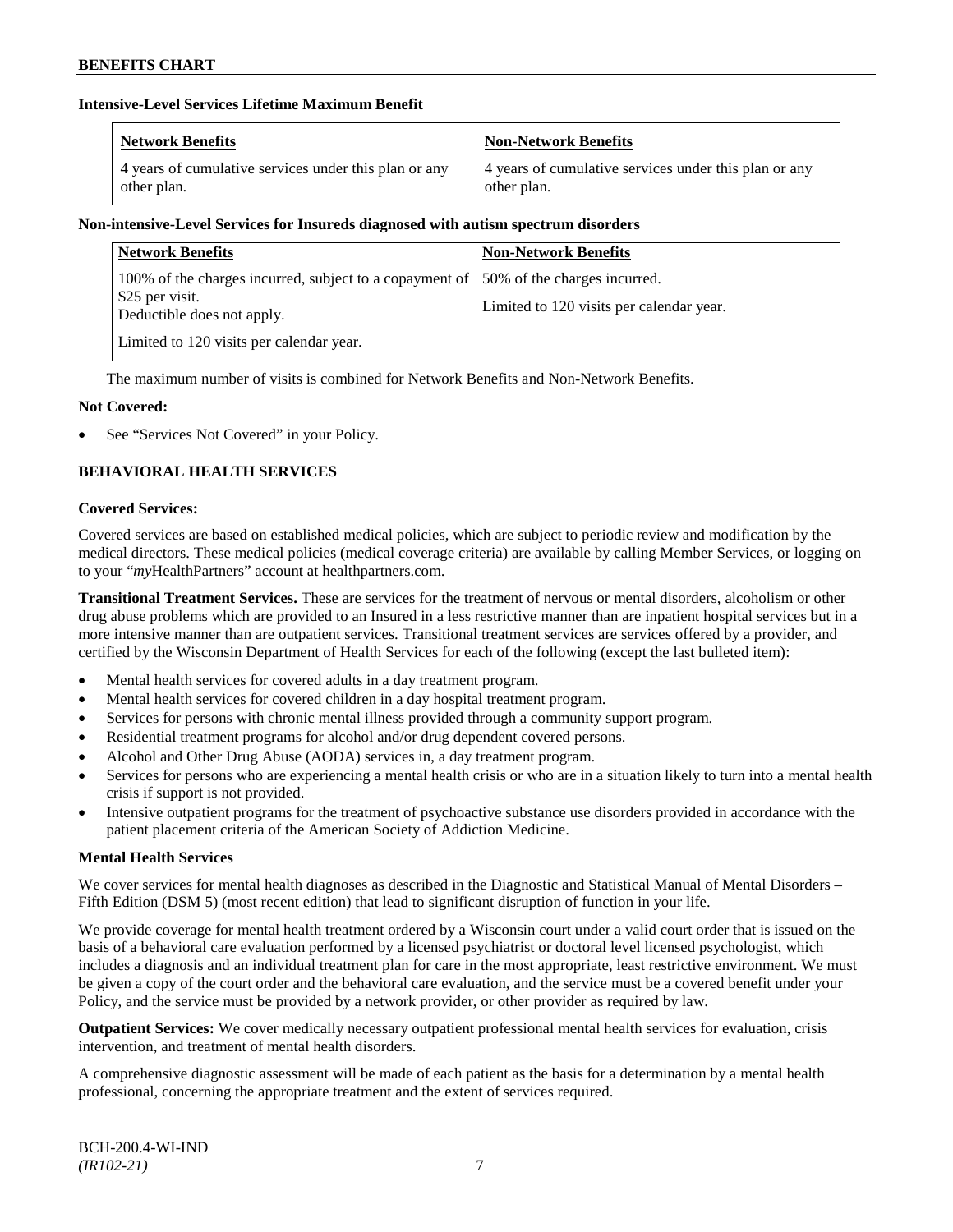**Intensive-Level Services Lifetime Maximum Benefit**

| Network Benefits | Non-Network Benefits |
|---|---|
| 4 years of cumulative services under this plan or any other plan. | 4 years of cumulative services under this plan or any other plan. |

**Non-intensive-Level Services for Insureds diagnosed with autism spectrum disorders**

| Network Benefits | Non-Network Benefits |
|---|---|
| 100% of the charges incurred, subject to a copayment of $25 per visit.<br>Deductible does not apply.<br>Limited to 120 visits per calendar year. | 50% of the charges incurred.<br>Limited to 120 visits per calendar year. |

The maximum number of visits is combined for Network Benefits and Non-Network Benefits.

**Not Covered:**

- See "Services Not Covered" in your Policy.

**BEHAVIORAL HEALTH SERVICES**

**Covered Services:**

Covered services are based on established medical policies, which are subject to periodic review and modification by the medical directors. These medical policies (medical coverage criteria) are available by calling Member Services, or logging on to your "*my*HealthPartners" account at healthpartners.com.

**Transitional Treatment Services.** These are services for the treatment of nervous or mental disorders, alcoholism or other drug abuse problems which are provided to an Insured in a less restrictive manner than are inpatient hospital services but in a more intensive manner than are outpatient services. Transitional treatment services are services offered by a provider, and certified by the Wisconsin Department of Health Services for each of the following (except the last bulleted item):

- Mental health services for covered adults in a day treatment program.
- Mental health services for covered children in a day hospital treatment program.
- Services for persons with chronic mental illness provided through a community support program.
- Residential treatment programs for alcohol and/or drug dependent covered persons.
- Alcohol and Other Drug Abuse (AODA) services in, a day treatment program.
- Services for persons who are experiencing a mental health crisis or who are in a situation likely to turn into a mental health crisis if support is not provided.
- Intensive outpatient programs for the treatment of psychoactive substance use disorders provided in accordance with the patient placement criteria of the American Society of Addiction Medicine.

**Mental Health Services**

We cover services for mental health diagnoses as described in the Diagnostic and Statistical Manual of Mental Disorders – Fifth Edition (DSM 5) (most recent edition) that lead to significant disruption of function in your life.

We provide coverage for mental health treatment ordered by a Wisconsin court under a valid court order that is issued on the basis of a behavioral care evaluation performed by a licensed psychiatrist or doctoral level licensed psychologist, which includes a diagnosis and an individual treatment plan for care in the most appropriate, least restrictive environment. We must be given a copy of the court order and the behavioral care evaluation, and the service must be a covered benefit under your Policy, and the service must be provided by a network provider, or other provider as required by law.

**Outpatient Services:** We cover medically necessary outpatient professional mental health services for evaluation, crisis intervention, and treatment of mental health disorders.

A comprehensive diagnostic assessment will be made of each patient as the basis for a determination by a mental health professional, concerning the appropriate treatment and the extent of services required.

BCH-200.4-WI-IND
*(IR102-21)*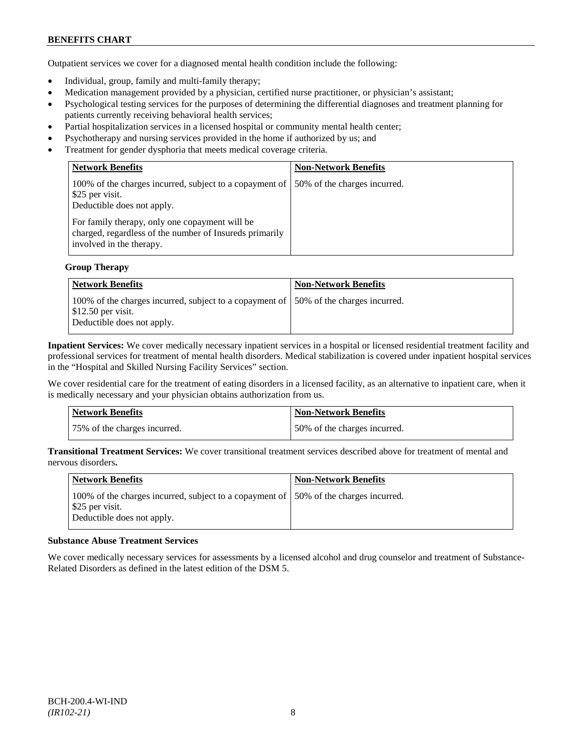Outpatient services we cover for a diagnosed mental health condition include the following:

- Individual, group, family and multi-family therapy;
- Medication management provided by a physician, certified nurse practitioner, or physician's assistant;
- Psychological testing services for the purposes of determining the differential diagnoses and treatment planning for patients currently receiving behavioral health services;
- Partial hospitalization services in a licensed hospital or community mental health center;
- Psychotherapy and nursing services provided in the home if authorized by us; and
- Treatment for gender dysphoria that meets medical coverage criteria.

| Network Benefits | Non-Network Benefits |
|---|---|
| 100% of the charges incurred, subject to a copayment of $25 per visit.<br>Deductible does not apply.<br><br>For family therapy, only one copayment will be charged, regardless of the number of Insureds primarily involved in the therapy. | 50% of the charges incurred. |

**Group Therapy**

| Network Benefits | Non-Network Benefits |
|---|---|
| 100% of the charges incurred, subject to a copayment of $12.50 per visit.<br>Deductible does not apply. | 50% of the charges incurred. |

**Inpatient Services:** We cover medically necessary inpatient services in a hospital or licensed residential treatment facility and professional services for treatment of mental health disorders. Medical stabilization is covered under inpatient hospital services in the "Hospital and Skilled Nursing Facility Services" section.

We cover residential care for the treatment of eating disorders in a licensed facility, as an alternative to inpatient care, when it is medically necessary and your physician obtains authorization from us.

| Network Benefits | Non-Network Benefits |
|---|---|
| 75% of the charges incurred. | 50% of the charges incurred. |

**Transitional Treatment Services:** We cover transitional treatment services described above for treatment of mental and nervous disorders**.**

| Network Benefits | Non-Network Benefits |
|---|---|
| 100% of the charges incurred, subject to a copayment of $25 per visit.<br>Deductible does not apply. | 50% of the charges incurred. |

**Substance Abuse Treatment Services**

We cover medically necessary services for assessments by a licensed alcohol and drug counselor and treatment of Substance-Related Disorders as defined in the latest edition of the DSM 5.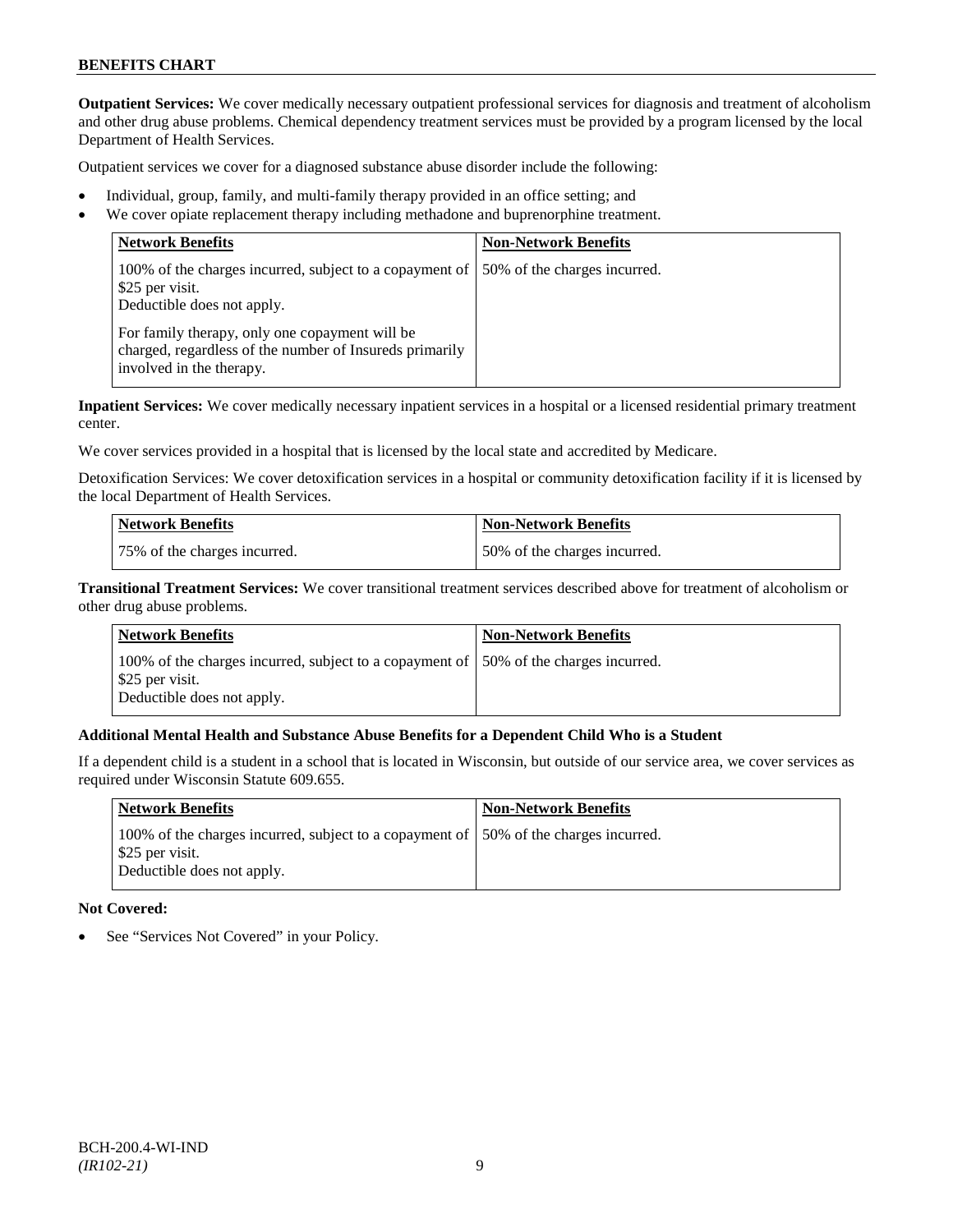**Outpatient Services:** We cover medically necessary outpatient professional services for diagnosis and treatment of alcoholism and other drug abuse problems. Chemical dependency treatment services must be provided by a program licensed by the local Department of Health Services.

Outpatient services we cover for a diagnosed substance abuse disorder include the following:

- Individual, group, family, and multi-family therapy provided in an office setting; and
- We cover opiate replacement therapy including methadone and buprenorphine treatment.

| Network Benefits | Non-Network Benefits |
|---|---|
| 100% of the charges incurred, subject to a copayment of $25 per visit.<br>Deductible does not apply.<br><br>For family therapy, only one copayment will be charged, regardless of the number of Insureds primarily involved in the therapy. | 50% of the charges incurred. |

**Inpatient Services:** We cover medically necessary inpatient services in a hospital or a licensed residential primary treatment center.

We cover services provided in a hospital that is licensed by the local state and accredited by Medicare.

Detoxification Services: We cover detoxification services in a hospital or community detoxification facility if it is licensed by the local Department of Health Services.

| Network Benefits | Non-Network Benefits |
|---|---|
| 75% of the charges incurred. | 50% of the charges incurred. |

**Transitional Treatment Services:** We cover transitional treatment services described above for treatment of alcoholism or other drug abuse problems.

| Network Benefits | Non-Network Benefits |
|---|---|
| 100% of the charges incurred, subject to a copayment of $25 per visit.<br>Deductible does not apply. | 50% of the charges incurred. |

**Additional Mental Health and Substance Abuse Benefits for a Dependent Child Who is a Student**

If a dependent child is a student in a school that is located in Wisconsin, but outside of our service area, we cover services as required under Wisconsin Statute 609.655.

| Network Benefits | Non-Network Benefits |
|---|---|
| 100% of the charges incurred, subject to a copayment of $25 per visit.<br>Deductible does not apply. | 50% of the charges incurred. |

**Not Covered:**

- See "Services Not Covered" in your Policy.

BCH-200.4-WI-IND
*(IR102-21)*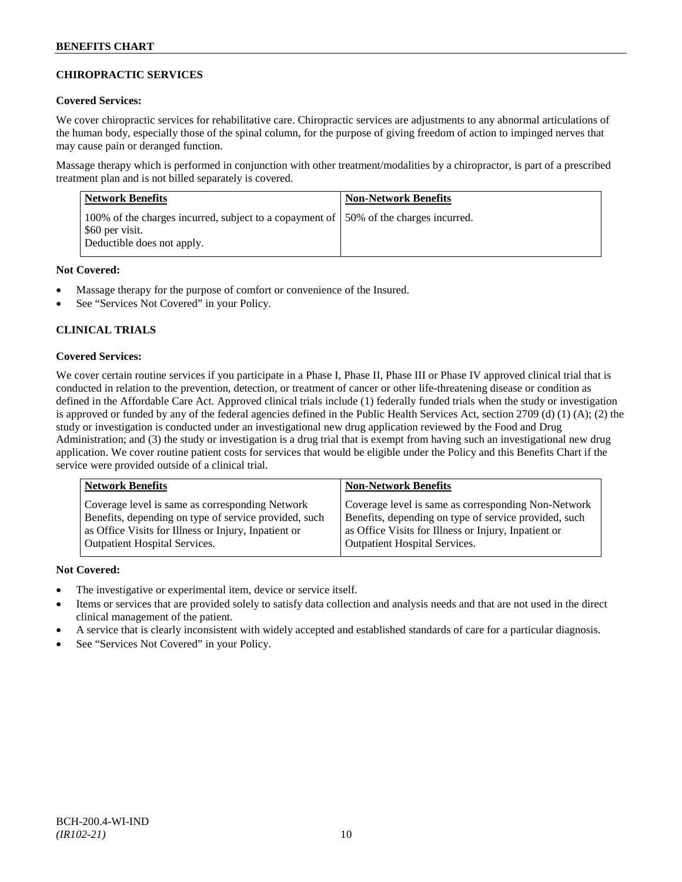## CHIROPRACTIC SERVICES

### Covered Services:

We cover chiropractic services for rehabilitative care. Chiropractic services are adjustments to any abnormal articulations of the human body, especially those of the spinal column, for the purpose of giving freedom of action to impinged nerves that may cause pain or deranged function.

Massage therapy which is performed in conjunction with other treatment/modalities by a chiropractor, is part of a prescribed treatment plan and is not billed separately is covered.

| Network Benefits | Non-Network Benefits |
|---|---|
| 100% of the charges incurred, subject to a copayment of $60 per visit.<br>Deductible does not apply. | 50% of the charges incurred. |

### Not Covered:

- Massage therapy for the purpose of comfort or convenience of the Insured.
- See "Services Not Covered" in your Policy.

## CLINICAL TRIALS

### Covered Services:

We cover certain routine services if you participate in a Phase I, Phase II, Phase III or Phase IV approved clinical trial that is conducted in relation to the prevention, detection, or treatment of cancer or other life-threatening disease or condition as defined in the Affordable Care Act. Approved clinical trials include (1) federally funded trials when the study or investigation is approved or funded by any of the federal agencies defined in the Public Health Services Act, section 2709 (d) (1) (A); (2) the study or investigation is conducted under an investigational new drug application reviewed by the Food and Drug Administration; and (3) the study or investigation is a drug trial that is exempt from having such an investigational new drug application. We cover routine patient costs for services that would be eligible under the Policy and this Benefits Chart if the service were provided outside of a clinical trial.

| Network Benefits | Non-Network Benefits |
|---|---|
| Coverage level is same as corresponding Network Benefits, depending on type of service provided, such as Office Visits for Illness or Injury, Inpatient or Outpatient Hospital Services. | Coverage level is same as corresponding Non-Network Benefits, depending on type of service provided, such as Office Visits for Illness or Injury, Inpatient or Outpatient Hospital Services. |

### Not Covered:

- The investigative or experimental item, device or service itself.
- Items or services that are provided solely to satisfy data collection and analysis needs and that are not used in the direct clinical management of the patient.
- A service that is clearly inconsistent with widely accepted and established standards of care for a particular diagnosis.
- See "Services Not Covered" in your Policy.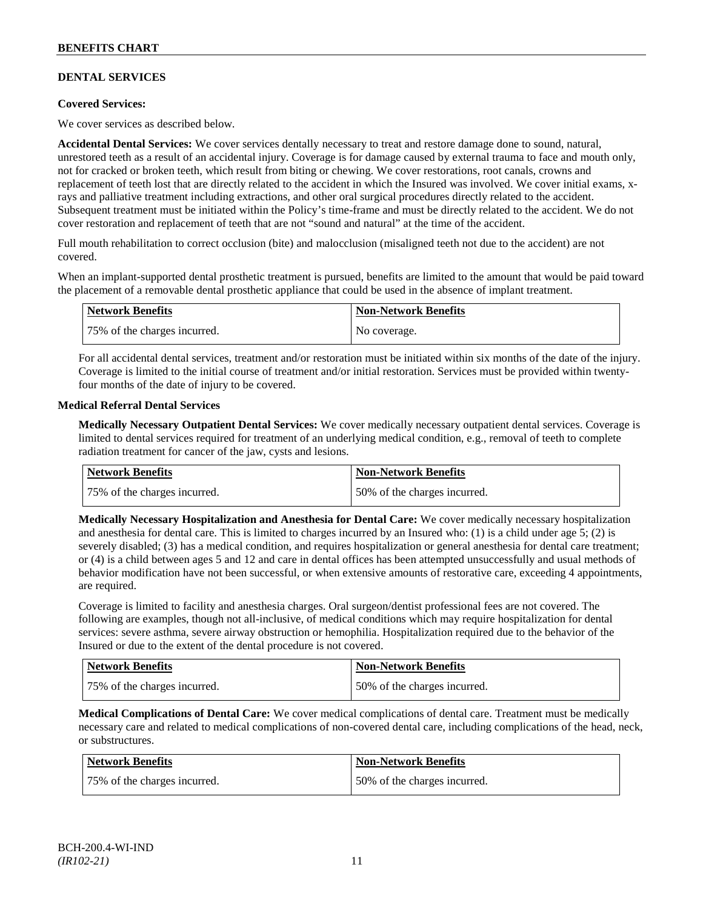## DENTAL SERVICES

**Covered Services:**

We cover services as described below.

**Accidental Dental Services:** We cover services dentally necessary to treat and restore damage done to sound, natural, unrestored teeth as a result of an accidental injury. Coverage is for damage caused by external trauma to face and mouth only, not for cracked or broken teeth, which result from biting or chewing. We cover restorations, root canals, crowns and replacement of teeth lost that are directly related to the accident in which the Insured was involved. We cover initial exams, x-rays and palliative treatment including extractions, and other oral surgical procedures directly related to the accident. Subsequent treatment must be initiated within the Policy's time-frame and must be directly related to the accident. We do not cover restoration and replacement of teeth that are not "sound and natural" at the time of the accident.

Full mouth rehabilitation to correct occlusion (bite) and malocclusion (misaligned teeth not due to the accident) are not covered.

When an implant-supported dental prosthetic treatment is pursued, benefits are limited to the amount that would be paid toward the placement of a removable dental prosthetic appliance that could be used in the absence of implant treatment.

| Network Benefits | Non-Network Benefits |
|---|---|
| 75% of the charges incurred. | No coverage. |

For all accidental dental services, treatment and/or restoration must be initiated within six months of the date of the injury. Coverage is limited to the initial course of treatment and/or initial restoration. Services must be provided within twenty-four months of the date of injury to be covered.

**Medical Referral Dental Services**

**Medically Necessary Outpatient Dental Services:** We cover medically necessary outpatient dental services. Coverage is limited to dental services required for treatment of an underlying medical condition, e.g., removal of teeth to complete radiation treatment for cancer of the jaw, cysts and lesions.

| Network Benefits | Non-Network Benefits |
|---|---|
| 75% of the charges incurred. | 50% of the charges incurred. |

**Medically Necessary Hospitalization and Anesthesia for Dental Care:** We cover medically necessary hospitalization and anesthesia for dental care. This is limited to charges incurred by an Insured who: (1) is a child under age 5; (2) is severely disabled; (3) has a medical condition, and requires hospitalization or general anesthesia for dental care treatment; or (4) is a child between ages 5 and 12 and care in dental offices has been attempted unsuccessfully and usual methods of behavior modification have not been successful, or when extensive amounts of restorative care, exceeding 4 appointments, are required.

Coverage is limited to facility and anesthesia charges. Oral surgeon/dentist professional fees are not covered. The following are examples, though not all-inclusive, of medical conditions which may require hospitalization for dental services: severe asthma, severe airway obstruction or hemophilia. Hospitalization required due to the behavior of the Insured or due to the extent of the dental procedure is not covered.

| Network Benefits | Non-Network Benefits |
|---|---|
| 75% of the charges incurred. | 50% of the charges incurred. |

**Medical Complications of Dental Care:** We cover medical complications of dental care. Treatment must be medically necessary care and related to medical complications of non-covered dental care, including complications of the head, neck, or substructures.

| Network Benefits | Non-Network Benefits |
|---|---|
| 75% of the charges incurred. | 50% of the charges incurred. |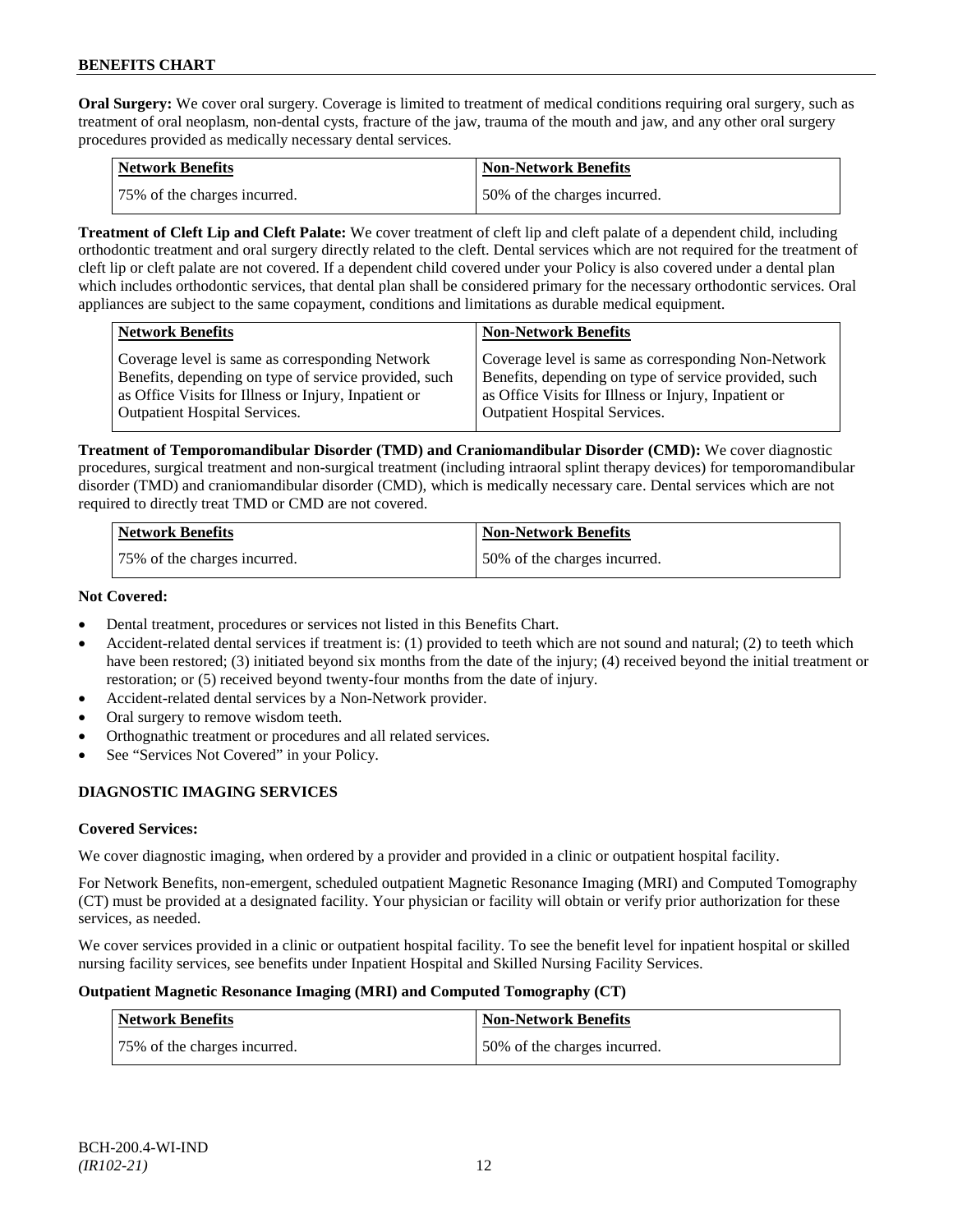**Oral Surgery:** We cover oral surgery. Coverage is limited to treatment of medical conditions requiring oral surgery, such as treatment of oral neoplasm, non-dental cysts, fracture of the jaw, trauma of the mouth and jaw, and any other oral surgery procedures provided as medically necessary dental services.

| Network Benefits | Non-Network Benefits |
|---|---|
| 75% of the charges incurred. | 50% of the charges incurred. |

**Treatment of Cleft Lip and Cleft Palate:** We cover treatment of cleft lip and cleft palate of a dependent child, including orthodontic treatment and oral surgery directly related to the cleft. Dental services which are not required for the treatment of cleft lip or cleft palate are not covered. If a dependent child covered under your Policy is also covered under a dental plan which includes orthodontic services, that dental plan shall be considered primary for the necessary orthodontic services. Oral appliances are subject to the same copayment, conditions and limitations as durable medical equipment.

| Network Benefits | Non-Network Benefits |
|---|---|
| Coverage level is same as corresponding Network Benefits, depending on type of service provided, such as Office Visits for Illness or Injury, Inpatient or Outpatient Hospital Services. | Coverage level is same as corresponding Non-Network Benefits, depending on type of service provided, such as Office Visits for Illness or Injury, Inpatient or Outpatient Hospital Services. |

**Treatment of Temporomandibular Disorder (TMD) and Craniomandibular Disorder (CMD):** We cover diagnostic procedures, surgical treatment and non-surgical treatment (including intraoral splint therapy devices) for temporomandibular disorder (TMD) and craniomandibular disorder (CMD), which is medically necessary care. Dental services which are not required to directly treat TMD or CMD are not covered.

| Network Benefits | Non-Network Benefits |
|---|---|
| 75% of the charges incurred. | 50% of the charges incurred. |

**Not Covered:**

- Dental treatment, procedures or services not listed in this Benefits Chart.
- Accident-related dental services if treatment is: (1) provided to teeth which are not sound and natural; (2) to teeth which have been restored; (3) initiated beyond six months from the date of the injury; (4) received beyond the initial treatment or restoration; or (5) received beyond twenty-four months from the date of injury.
- Accident-related dental services by a Non-Network provider.
- Oral surgery to remove wisdom teeth.
- Orthognathic treatment or procedures and all related services.
- See "Services Not Covered" in your Policy.

## DIAGNOSTIC IMAGING SERVICES

**Covered Services:**

We cover diagnostic imaging, when ordered by a provider and provided in a clinic or outpatient hospital facility.

For Network Benefits, non-emergent, scheduled outpatient Magnetic Resonance Imaging (MRI) and Computed Tomography (CT) must be provided at a designated facility. Your physician or facility will obtain or verify prior authorization for these services, as needed.

We cover services provided in a clinic or outpatient hospital facility. To see the benefit level for inpatient hospital or skilled nursing facility services, see benefits under Inpatient Hospital and Skilled Nursing Facility Services.

**Outpatient Magnetic Resonance Imaging (MRI) and Computed Tomography (CT)**

| Network Benefits | Non-Network Benefits |
|---|---|
| 75% of the charges incurred. | 50% of the charges incurred. |

BCH-200.4-WI-IND
*(IR102-21)*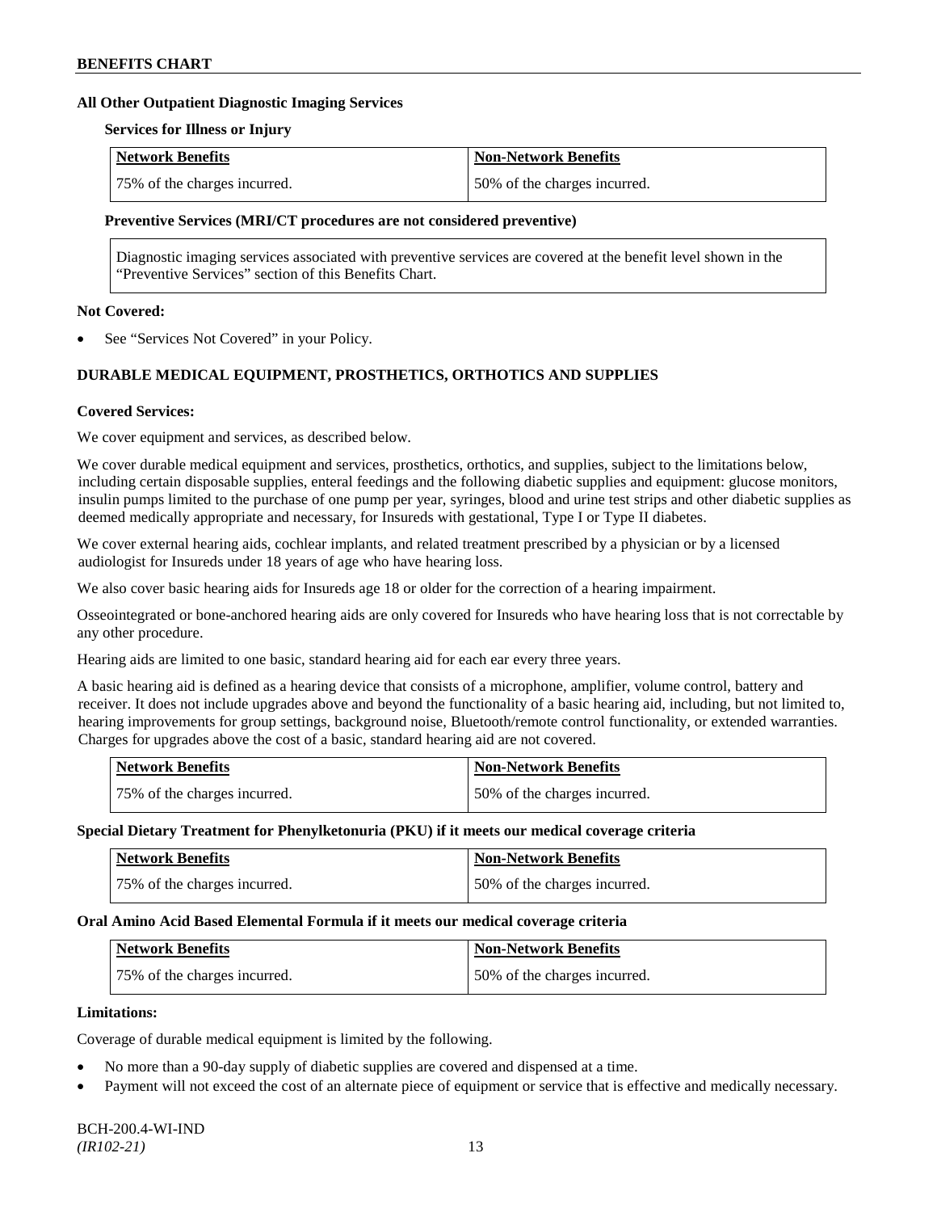### All Other Outpatient Diagnostic Imaging Services

**Services for Illness or Injury**

| Network Benefits | Non-Network Benefits |
| --- | --- |
| 75% of the charges incurred. | 50% of the charges incurred. |

**Preventive Services (MRI/CT procedures are not considered preventive)**

Diagnostic imaging services associated with preventive services are covered at the benefit level shown in the "Preventive Services" section of this Benefits Chart.

**Not Covered:**

- See "Services Not Covered" in your Policy.

## DURABLE MEDICAL EQUIPMENT, PROSTHETICS, ORTHOTICS AND SUPPLIES

**Covered Services:**

We cover equipment and services, as described below.

We cover durable medical equipment and services, prosthetics, orthotics, and supplies, subject to the limitations below, including certain disposable supplies, enteral feedings and the following diabetic supplies and equipment: glucose monitors, insulin pumps limited to the purchase of one pump per year, syringes, blood and urine test strips and other diabetic supplies as deemed medically appropriate and necessary, for Insureds with gestational, Type I or Type II diabetes.

We cover external hearing aids, cochlear implants, and related treatment prescribed by a physician or by a licensed audiologist for Insureds under 18 years of age who have hearing loss.

We also cover basic hearing aids for Insureds age 18 or older for the correction of a hearing impairment.

Osseointegrated or bone-anchored hearing aids are only covered for Insureds who have hearing loss that is not correctable by any other procedure.

Hearing aids are limited to one basic, standard hearing aid for each ear every three years.

A basic hearing aid is defined as a hearing device that consists of a microphone, amplifier, volume control, battery and receiver. It does not include upgrades above and beyond the functionality of a basic hearing aid, including, but not limited to, hearing improvements for group settings, background noise, Bluetooth/remote control functionality, or extended warranties. Charges for upgrades above the cost of a basic, standard hearing aid are not covered.

| Network Benefits | Non-Network Benefits |
| --- | --- |
| 75% of the charges incurred. | 50% of the charges incurred. |

**Special Dietary Treatment for Phenylketonuria (PKU) if it meets our medical coverage criteria**

| Network Benefits | Non-Network Benefits |
| --- | --- |
| 75% of the charges incurred. | 50% of the charges incurred. |

**Oral Amino Acid Based Elemental Formula if it meets our medical coverage criteria**

| Network Benefits | Non-Network Benefits |
| --- | --- |
| 75% of the charges incurred. | 50% of the charges incurred. |

**Limitations:**

Coverage of durable medical equipment is limited by the following.

- No more than a 90-day supply of diabetic supplies are covered and dispensed at a time.
- Payment will not exceed the cost of an alternate piece of equipment or service that is effective and medically necessary.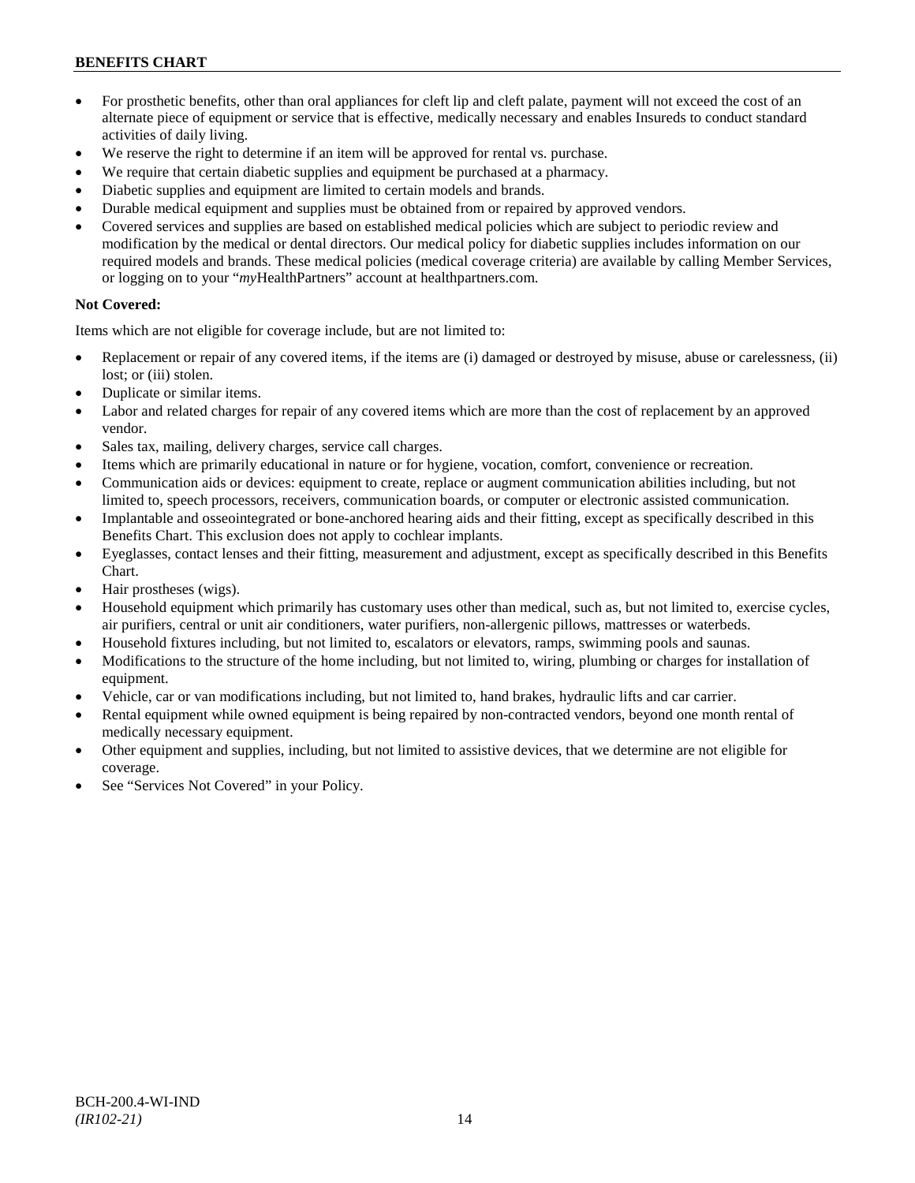- For prosthetic benefits, other than oral appliances for cleft lip and cleft palate, payment will not exceed the cost of an alternate piece of equipment or service that is effective, medically necessary and enables Insureds to conduct standard activities of daily living.
- We reserve the right to determine if an item will be approved for rental vs. purchase.
- We require that certain diabetic supplies and equipment be purchased at a pharmacy.
- Diabetic supplies and equipment are limited to certain models and brands.
- Durable medical equipment and supplies must be obtained from or repaired by approved vendors.
- Covered services and supplies are based on established medical policies which are subject to periodic review and modification by the medical or dental directors. Our medical policy for diabetic supplies includes information on our required models and brands. These medical policies (medical coverage criteria) are available by calling Member Services, or logging on to your "*my*HealthPartners" account at healthpartners.com.

**Not Covered:**

Items which are not eligible for coverage include, but are not limited to:

- Replacement or repair of any covered items, if the items are (i) damaged or destroyed by misuse, abuse or carelessness, (ii) lost; or (iii) stolen.
- Duplicate or similar items.
- Labor and related charges for repair of any covered items which are more than the cost of replacement by an approved vendor.
- Sales tax, mailing, delivery charges, service call charges.
- Items which are primarily educational in nature or for hygiene, vocation, comfort, convenience or recreation.
- Communication aids or devices: equipment to create, replace or augment communication abilities including, but not limited to, speech processors, receivers, communication boards, or computer or electronic assisted communication.
- Implantable and osseointegrated or bone-anchored hearing aids and their fitting, except as specifically described in this Benefits Chart. This exclusion does not apply to cochlear implants.
- Eyeglasses, contact lenses and their fitting, measurement and adjustment, except as specifically described in this Benefits Chart.
- Hair prostheses (wigs).
- Household equipment which primarily has customary uses other than medical, such as, but not limited to, exercise cycles, air purifiers, central or unit air conditioners, water purifiers, non-allergenic pillows, mattresses or waterbeds.
- Household fixtures including, but not limited to, escalators or elevators, ramps, swimming pools and saunas.
- Modifications to the structure of the home including, but not limited to, wiring, plumbing or charges for installation of equipment.
- Vehicle, car or van modifications including, but not limited to, hand brakes, hydraulic lifts and car carrier.
- Rental equipment while owned equipment is being repaired by non-contracted vendors, beyond one month rental of medically necessary equipment.
- Other equipment and supplies, including, but not limited to assistive devices, that we determine are not eligible for coverage.
- See "Services Not Covered" in your Policy.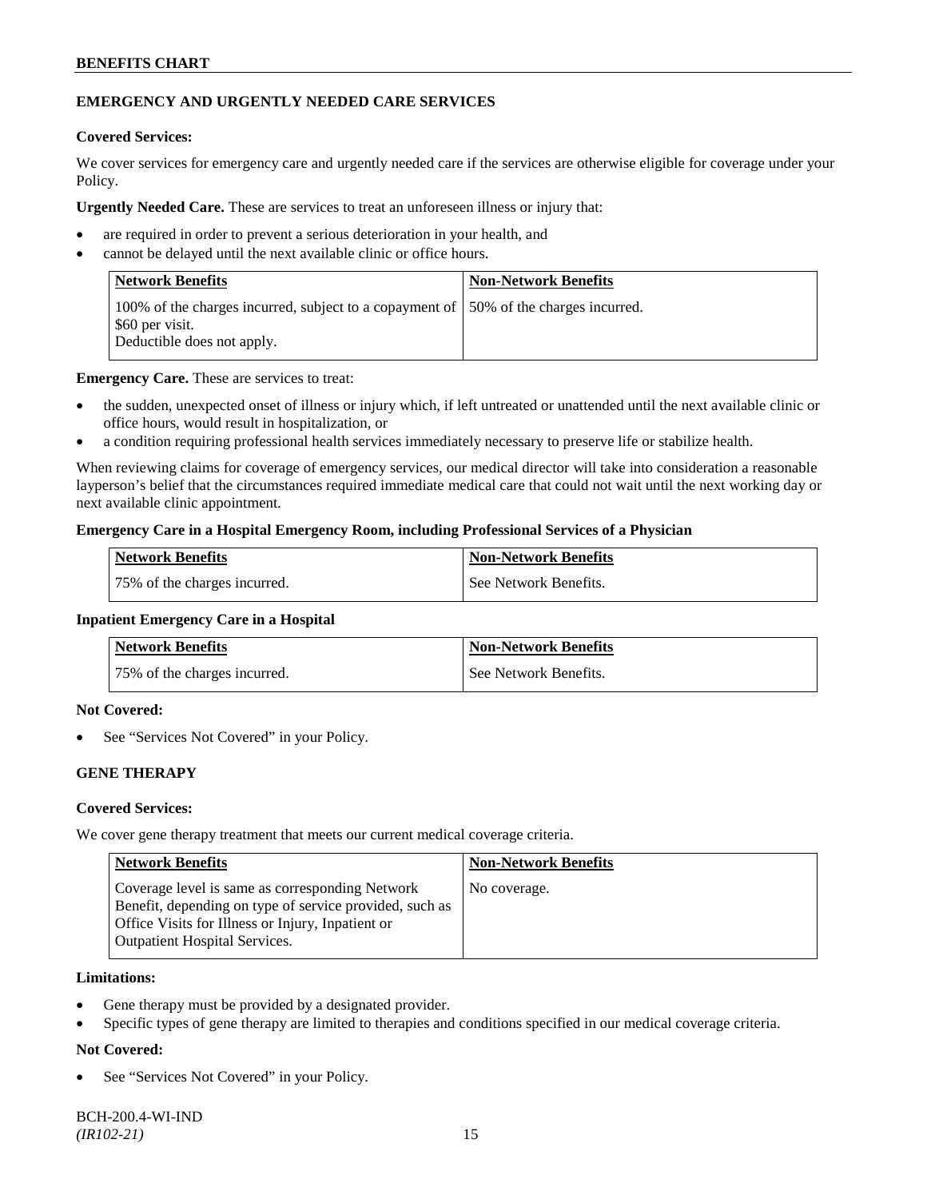## EMERGENCY AND URGENTLY NEEDED CARE SERVICES

**Covered Services:**

We cover services for emergency care and urgently needed care if the services are otherwise eligible for coverage under your Policy.

**Urgently Needed Care.** These are services to treat an unforeseen illness or injury that:

- are required in order to prevent a serious deterioration in your health, and
- cannot be delayed until the next available clinic or office hours.

| Network Benefits | Non-Network Benefits |
|---|---|
| 100% of the charges incurred, subject to a copayment of $60 per visit. Deductible does not apply. | 50% of the charges incurred. |

**Emergency Care.** These are services to treat:

- the sudden, unexpected onset of illness or injury which, if left untreated or unattended until the next available clinic or office hours, would result in hospitalization, or
- a condition requiring professional health services immediately necessary to preserve life or stabilize health.

When reviewing claims for coverage of emergency services, our medical director will take into consideration a reasonable layperson's belief that the circumstances required immediate medical care that could not wait until the next working day or next available clinic appointment.

**Emergency Care in a Hospital Emergency Room, including Professional Services of a Physician**

| Network Benefits | Non-Network Benefits |
|---|---|
| 75% of the charges incurred. | See Network Benefits. |

**Inpatient Emergency Care in a Hospital**

| Network Benefits | Non-Network Benefits |
|---|---|
| 75% of the charges incurred. | See Network Benefits. |

**Not Covered:**

- See "Services Not Covered" in your Policy.

## GENE THERAPY

**Covered Services:**

We cover gene therapy treatment that meets our current medical coverage criteria.

| Network Benefits | Non-Network Benefits |
|---|---|
| Coverage level is same as corresponding Network Benefit, depending on type of service provided, such as Office Visits for Illness or Injury, Inpatient or Outpatient Hospital Services. | No coverage. |

**Limitations:**

- Gene therapy must be provided by a designated provider.
- Specific types of gene therapy are limited to therapies and conditions specified in our medical coverage criteria.

**Not Covered:**

- See "Services Not Covered" in your Policy.

BCH-200.4-WI-IND
*(IR102-21)*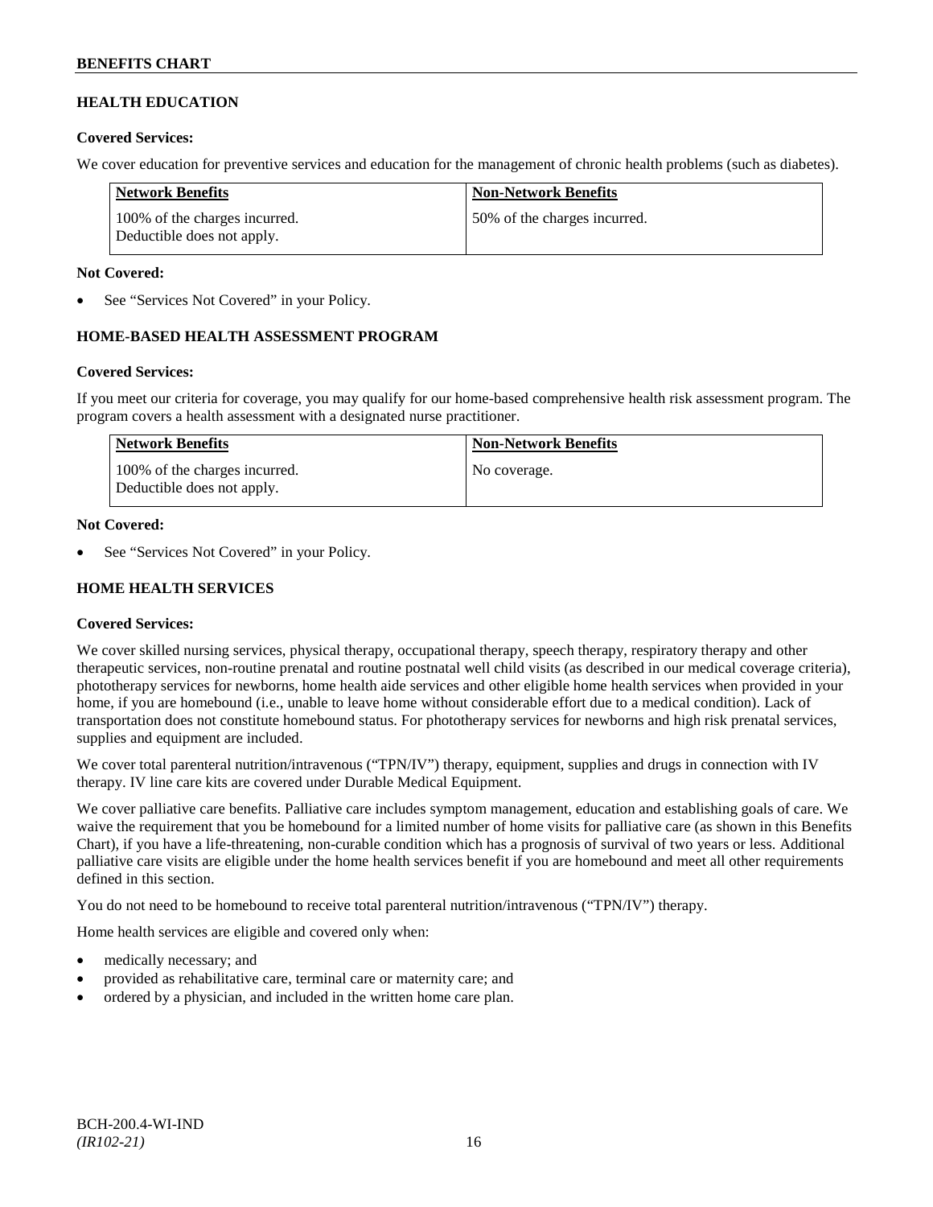## HEALTH EDUCATION

**Covered Services:**

We cover education for preventive services and education for the management of chronic health problems (such as diabetes).

| Network Benefits | Non-Network Benefits |
| --- | --- |
| 100% of the charges incurred. Deductible does not apply. | 50% of the charges incurred. |

**Not Covered:**

- See "Services Not Covered" in your Policy.

## HOME-BASED HEALTH ASSESSMENT PROGRAM

**Covered Services:**

If you meet our criteria for coverage, you may qualify for our home-based comprehensive health risk assessment program. The program covers a health assessment with a designated nurse practitioner.

| Network Benefits | Non-Network Benefits |
| --- | --- |
| 100% of the charges incurred. Deductible does not apply. | No coverage. |

**Not Covered:**

- See "Services Not Covered" in your Policy.

## HOME HEALTH SERVICES

**Covered Services:**

We cover skilled nursing services, physical therapy, occupational therapy, speech therapy, respiratory therapy and other therapeutic services, non-routine prenatal and routine postnatal well child visits (as described in our medical coverage criteria), phototherapy services for newborns, home health aide services and other eligible home health services when provided in your home, if you are homebound (i.e., unable to leave home without considerable effort due to a medical condition). Lack of transportation does not constitute homebound status. For phototherapy services for newborns and high risk prenatal services, supplies and equipment are included.

We cover total parenteral nutrition/intravenous ("TPN/IV") therapy, equipment, supplies and drugs in connection with IV therapy. IV line care kits are covered under Durable Medical Equipment.

We cover palliative care benefits. Palliative care includes symptom management, education and establishing goals of care. We waive the requirement that you be homebound for a limited number of home visits for palliative care (as shown in this Benefits Chart), if you have a life-threatening, non-curable condition which has a prognosis of survival of two years or less. Additional palliative care visits are eligible under the home health services benefit if you are homebound and meet all other requirements defined in this section.

You do not need to be homebound to receive total parenteral nutrition/intravenous ("TPN/IV") therapy.

Home health services are eligible and covered only when:

- medically necessary; and
- provided as rehabilitative care, terminal care or maternity care; and
- ordered by a physician, and included in the written home care plan.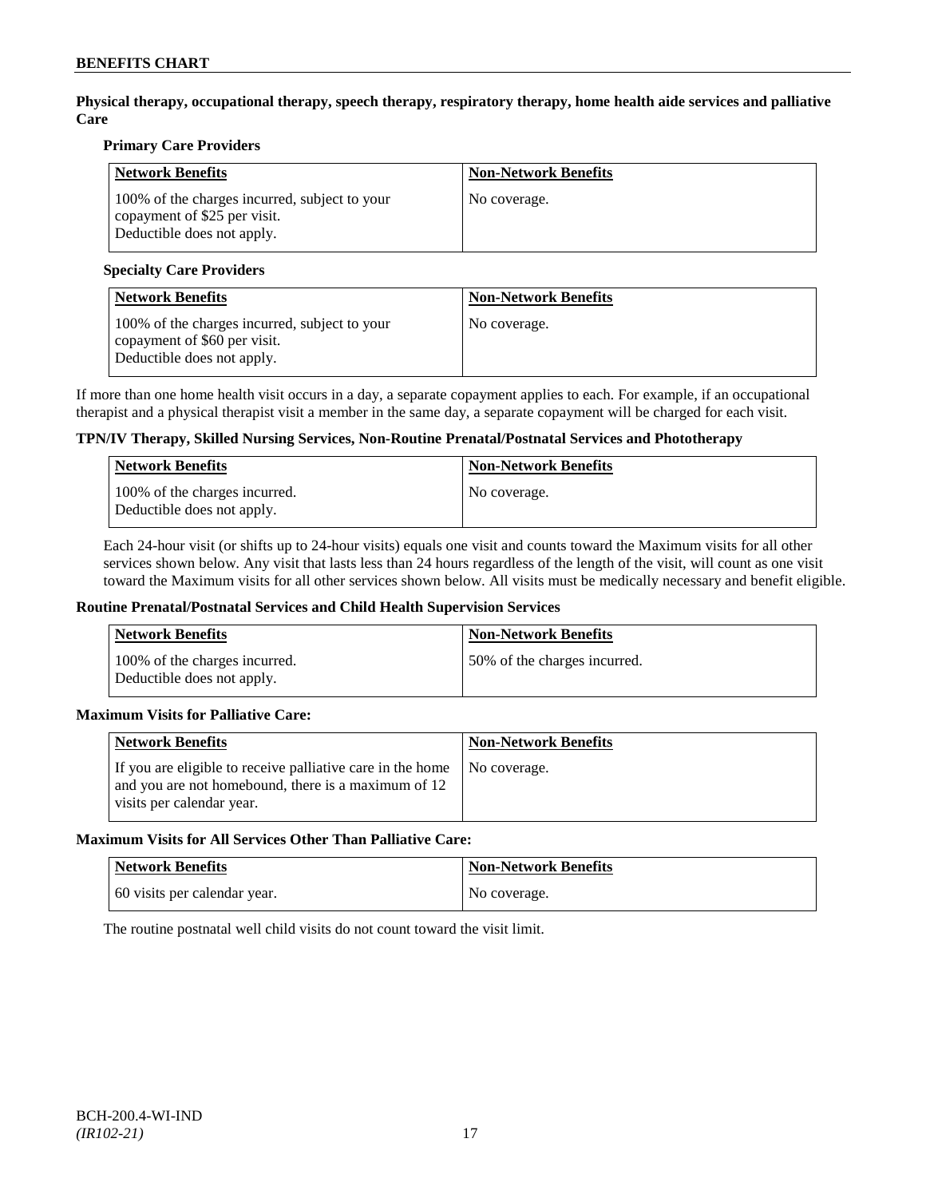**Physical therapy, occupational therapy, speech therapy, respiratory therapy, home health aide services and palliative Care**

**Primary Care Providers**

| Network Benefits | Non-Network Benefits |
|---|---|
| 100% of the charges incurred, subject to your copayment of $25 per visit. Deductible does not apply. | No coverage. |

**Specialty Care Providers**

| Network Benefits | Non-Network Benefits |
|---|---|
| 100% of the charges incurred, subject to your copayment of $60 per visit. Deductible does not apply. | No coverage. |

If more than one home health visit occurs in a day, a separate copayment applies to each. For example, if an occupational therapist and a physical therapist visit a member in the same day, a separate copayment will be charged for each visit.

**TPN/IV Therapy, Skilled Nursing Services, Non-Routine Prenatal/Postnatal Services and Phototherapy**

| Network Benefits | Non-Network Benefits |
|---|---|
| 100% of the charges incurred. Deductible does not apply. | No coverage. |

Each 24-hour visit (or shifts up to 24-hour visits) equals one visit and counts toward the Maximum visits for all other services shown below. Any visit that lasts less than 24 hours regardless of the length of the visit, will count as one visit toward the Maximum visits for all other services shown below. All visits must be medically necessary and benefit eligible.

**Routine Prenatal/Postnatal Services and Child Health Supervision Services**

| Network Benefits | Non-Network Benefits |
|---|---|
| 100% of the charges incurred. Deductible does not apply. | 50% of the charges incurred. |

**Maximum Visits for Palliative Care:**

| Network Benefits | Non-Network Benefits |
|---|---|
| If you are eligible to receive palliative care in the home and you are not homebound, there is a maximum of 12 visits per calendar year. | No coverage. |

**Maximum Visits for All Services Other Than Palliative Care:**

| Network Benefits | Non-Network Benefits |
|---|---|
| 60 visits per calendar year. | No coverage. |

The routine postnatal well child visits do not count toward the visit limit.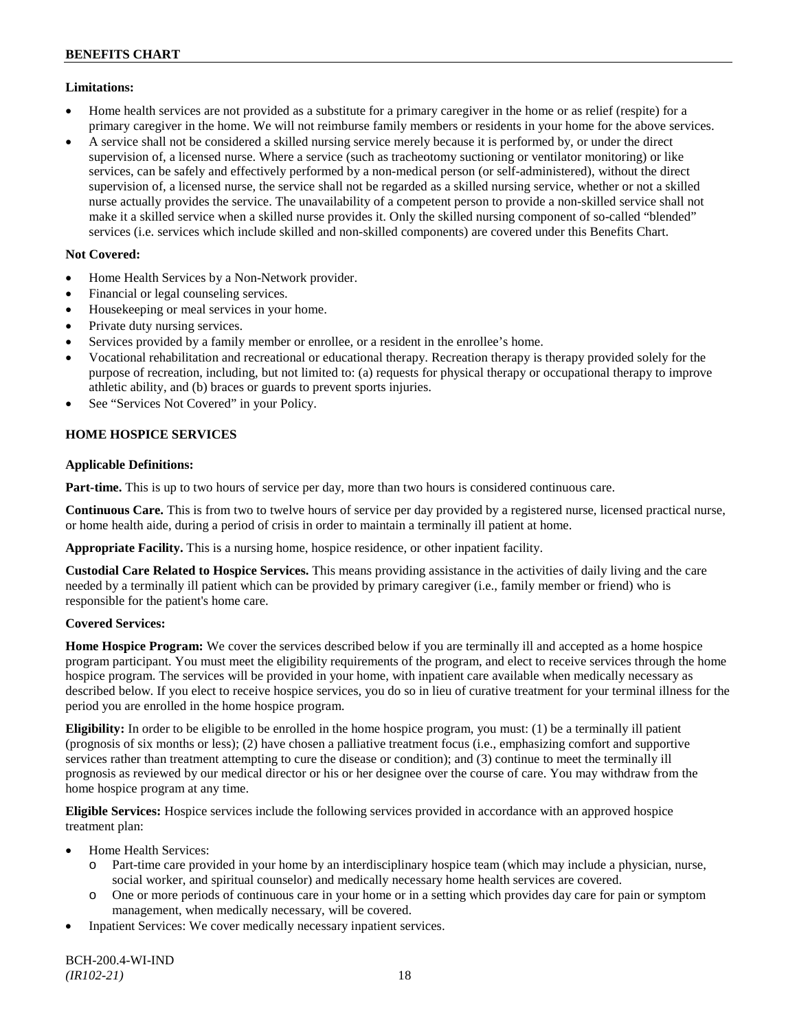**Limitations:**

- Home health services are not provided as a substitute for a primary caregiver in the home or as relief (respite) for a primary caregiver in the home. We will not reimburse family members or residents in your home for the above services.
- A service shall not be considered a skilled nursing service merely because it is performed by, or under the direct supervision of, a licensed nurse. Where a service (such as tracheotomy suctioning or ventilator monitoring) or like services, can be safely and effectively performed by a non-medical person (or self-administered), without the direct supervision of, a licensed nurse, the service shall not be regarded as a skilled nursing service, whether or not a skilled nurse actually provides the service. The unavailability of a competent person to provide a non-skilled service shall not make it a skilled service when a skilled nurse provides it. Only the skilled nursing component of so-called "blended" services (i.e. services which include skilled and non-skilled components) are covered under this Benefits Chart.

**Not Covered:**

- Home Health Services by a Non-Network provider.
- Financial or legal counseling services.
- Housekeeping or meal services in your home.
- Private duty nursing services.
- Services provided by a family member or enrollee, or a resident in the enrollee's home.
- Vocational rehabilitation and recreational or educational therapy. Recreation therapy is therapy provided solely for the purpose of recreation, including, but not limited to: (a) requests for physical therapy or occupational therapy to improve athletic ability, and (b) braces or guards to prevent sports injuries.
- See "Services Not Covered" in your Policy.

## HOME HOSPICE SERVICES

**Applicable Definitions:**

**Part-time.** This is up to two hours of service per day, more than two hours is considered continuous care.

**Continuous Care.** This is from two to twelve hours of service per day provided by a registered nurse, licensed practical nurse, or home health aide, during a period of crisis in order to maintain a terminally ill patient at home.

**Appropriate Facility.** This is a nursing home, hospice residence, or other inpatient facility.

**Custodial Care Related to Hospice Services.** This means providing assistance in the activities of daily living and the care needed by a terminally ill patient which can be provided by primary caregiver (i.e., family member or friend) who is responsible for the patient's home care.

**Covered Services:**

**Home Hospice Program:** We cover the services described below if you are terminally ill and accepted as a home hospice program participant. You must meet the eligibility requirements of the program, and elect to receive services through the home hospice program. The services will be provided in your home, with inpatient care available when medically necessary as described below. If you elect to receive hospice services, you do so in lieu of curative treatment for your terminal illness for the period you are enrolled in the home hospice program.

**Eligibility:** In order to be eligible to be enrolled in the home hospice program, you must: (1) be a terminally ill patient (prognosis of six months or less); (2) have chosen a palliative treatment focus (i.e., emphasizing comfort and supportive services rather than treatment attempting to cure the disease or condition); and (3) continue to meet the terminally ill prognosis as reviewed by our medical director or his or her designee over the course of care. You may withdraw from the home hospice program at any time.

**Eligible Services:** Hospice services include the following services provided in accordance with an approved hospice treatment plan:

- Home Health Services:
  - Part-time care provided in your home by an interdisciplinary hospice team (which may include a physician, nurse, social worker, and spiritual counselor) and medically necessary home health services are covered.
  - One or more periods of continuous care in your home or in a setting which provides day care for pain or symptom management, when medically necessary, will be covered.
- Inpatient Services: We cover medically necessary inpatient services.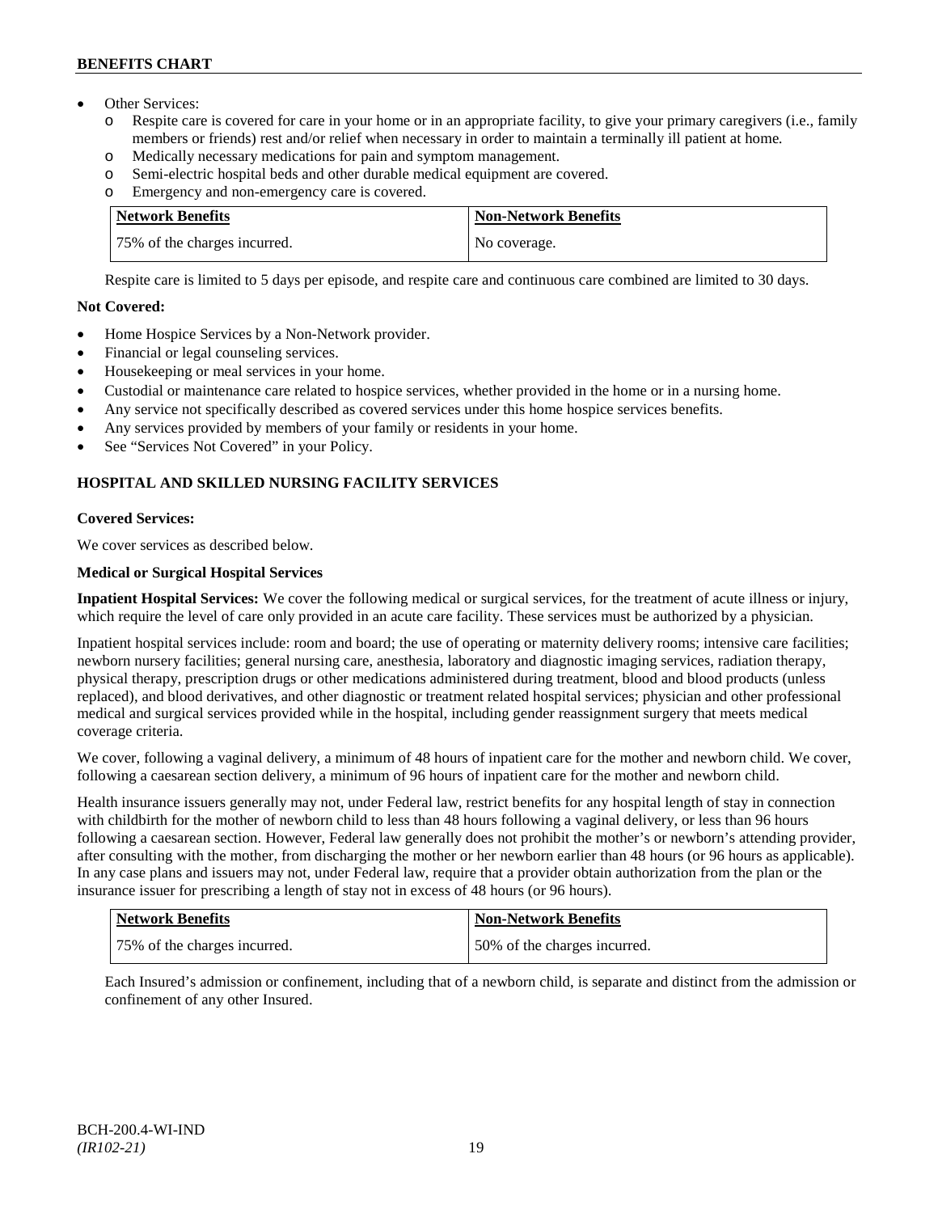- Other Services:
  - Respite care is covered for care in your home or in an appropriate facility, to give your primary caregivers (i.e., family members or friends) rest and/or relief when necessary in order to maintain a terminally ill patient at home.
  - Medically necessary medications for pain and symptom management.
  - Semi-electric hospital beds and other durable medical equipment are covered.
  - Emergency and non-emergency care is covered.

| Network Benefits | Non-Network Benefits |
| --- | --- |
| 75% of the charges incurred. | No coverage. |

Respite care is limited to 5 days per episode, and respite care and continuous care combined are limited to 30 days.

**Not Covered:**

- Home Hospice Services by a Non-Network provider.
- Financial or legal counseling services.
- Housekeeping or meal services in your home.
- Custodial or maintenance care related to hospice services, whether provided in the home or in a nursing home.
- Any service not specifically described as covered services under this home hospice services benefits.
- Any services provided by members of your family or residents in your home.
- See "Services Not Covered" in your Policy.

## HOSPITAL AND SKILLED NURSING FACILITY SERVICES

**Covered Services:**

We cover services as described below.

**Medical or Surgical Hospital Services**

**Inpatient Hospital Services:** We cover the following medical or surgical services, for the treatment of acute illness or injury, which require the level of care only provided in an acute care facility. These services must be authorized by a physician.

Inpatient hospital services include: room and board; the use of operating or maternity delivery rooms; intensive care facilities; newborn nursery facilities; general nursing care, anesthesia, laboratory and diagnostic imaging services, radiation therapy, physical therapy, prescription drugs or other medications administered during treatment, blood and blood products (unless replaced), and blood derivatives, and other diagnostic or treatment related hospital services; physician and other professional medical and surgical services provided while in the hospital, including gender reassignment surgery that meets medical coverage criteria.

We cover, following a vaginal delivery, a minimum of 48 hours of inpatient care for the mother and newborn child. We cover, following a caesarean section delivery, a minimum of 96 hours of inpatient care for the mother and newborn child.

Health insurance issuers generally may not, under Federal law, restrict benefits for any hospital length of stay in connection with childbirth for the mother of newborn child to less than 48 hours following a vaginal delivery, or less than 96 hours following a caesarean section. However, Federal law generally does not prohibit the mother's or newborn's attending provider, after consulting with the mother, from discharging the mother or her newborn earlier than 48 hours (or 96 hours as applicable). In any case plans and issuers may not, under Federal law, require that a provider obtain authorization from the plan or the insurance issuer for prescribing a length of stay not in excess of 48 hours (or 96 hours).

| Network Benefits | Non-Network Benefits |
| --- | --- |
| 75% of the charges incurred. | 50% of the charges incurred. |

Each Insured's admission or confinement, including that of a newborn child, is separate and distinct from the admission or confinement of any other Insured.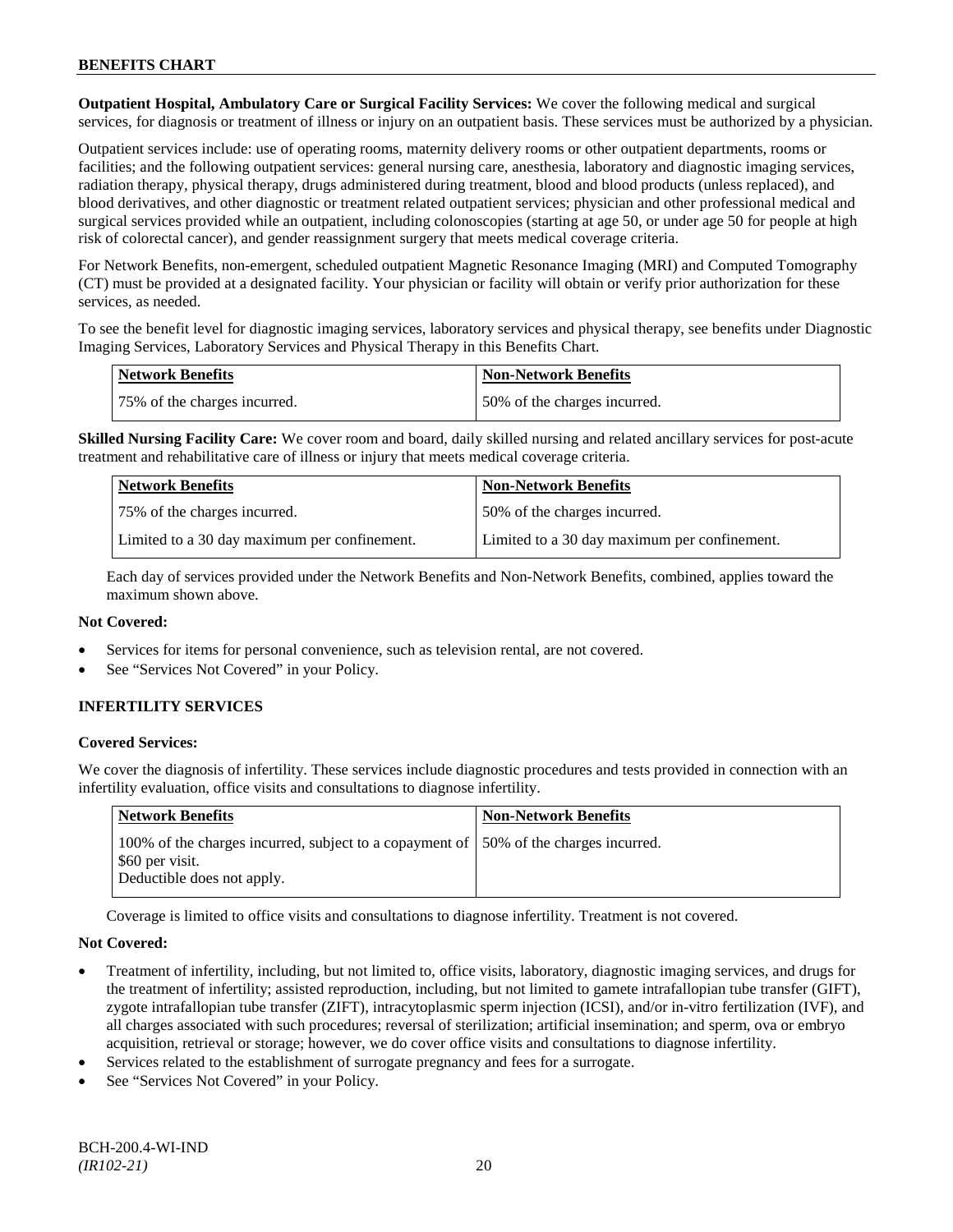**Outpatient Hospital, Ambulatory Care or Surgical Facility Services:** We cover the following medical and surgical services, for diagnosis or treatment of illness or injury on an outpatient basis. These services must be authorized by a physician.

Outpatient services include: use of operating rooms, maternity delivery rooms or other outpatient departments, rooms or facilities; and the following outpatient services: general nursing care, anesthesia, laboratory and diagnostic imaging services, radiation therapy, physical therapy, drugs administered during treatment, blood and blood products (unless replaced), and blood derivatives, and other diagnostic or treatment related outpatient services; physician and other professional medical and surgical services provided while an outpatient, including colonoscopies (starting at age 50, or under age 50 for people at high risk of colorectal cancer), and gender reassignment surgery that meets medical coverage criteria.

For Network Benefits, non-emergent, scheduled outpatient Magnetic Resonance Imaging (MRI) and Computed Tomography (CT) must be provided at a designated facility. Your physician or facility will obtain or verify prior authorization for these services, as needed.

To see the benefit level for diagnostic imaging services, laboratory services and physical therapy, see benefits under Diagnostic Imaging Services, Laboratory Services and Physical Therapy in this Benefits Chart.

| Network Benefits | Non-Network Benefits |
|---|---|
| 75% of the charges incurred. | 50% of the charges incurred. |

**Skilled Nursing Facility Care:** We cover room and board, daily skilled nursing and related ancillary services for post-acute treatment and rehabilitative care of illness or injury that meets medical coverage criteria.

| Network Benefits | Non-Network Benefits |
|---|---|
| 75% of the charges incurred. | 50% of the charges incurred. |
| Limited to a 30 day maximum per confinement. | Limited to a 30 day maximum per confinement. |

Each day of services provided under the Network Benefits and Non-Network Benefits, combined, applies toward the maximum shown above.

**Not Covered:**

- Services for items for personal convenience, such as television rental, are not covered.
- See "Services Not Covered" in your Policy.

### INFERTILITY SERVICES

**Covered Services:**

We cover the diagnosis of infertility. These services include diagnostic procedures and tests provided in connection with an infertility evaluation, office visits and consultations to diagnose infertility.

| Network Benefits | Non-Network Benefits |
|---|---|
| 100% of the charges incurred, subject to a copayment of $60 per visit. Deductible does not apply. | 50% of the charges incurred. |

Coverage is limited to office visits and consultations to diagnose infertility. Treatment is not covered.

**Not Covered:**

- Treatment of infertility, including, but not limited to, office visits, laboratory, diagnostic imaging services, and drugs for the treatment of infertility; assisted reproduction, including, but not limited to gamete intrafallopian tube transfer (GIFT), zygote intrafallopian tube transfer (ZIFT), intracytoplasmic sperm injection (ICSI), and/or in-vitro fertilization (IVF), and all charges associated with such procedures; reversal of sterilization; artificial insemination; and sperm, ova or embryo acquisition, retrieval or storage; however, we do cover office visits and consultations to diagnose infertility.
- Services related to the establishment of surrogate pregnancy and fees for a surrogate.
- See "Services Not Covered" in your Policy.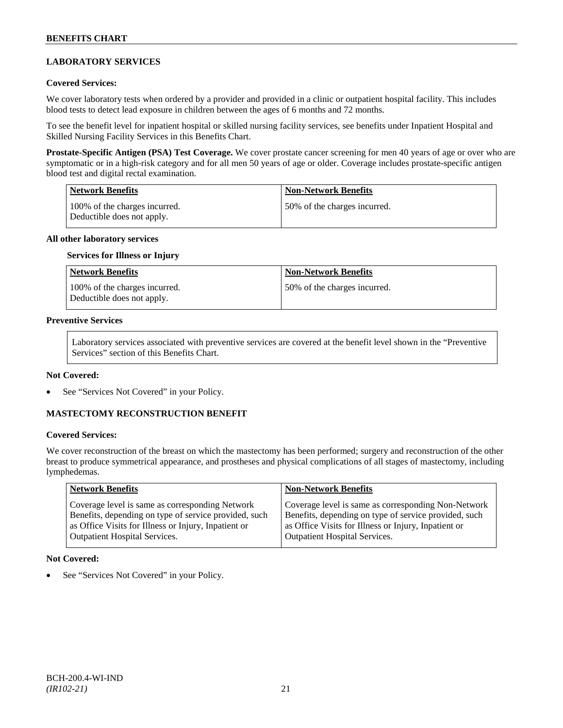### LABORATORY SERVICES

**Covered Services:**

We cover laboratory tests when ordered by a provider and provided in a clinic or outpatient hospital facility. This includes blood tests to detect lead exposure in children between the ages of 6 months and 72 months.

To see the benefit level for inpatient hospital or skilled nursing facility services, see benefits under Inpatient Hospital and Skilled Nursing Facility Services in this Benefits Chart.

**Prostate-Specific Antigen (PSA) Test Coverage.** We cover prostate cancer screening for men 40 years of age or over who are symptomatic or in a high-risk category and for all men 50 years of age or older. Coverage includes prostate-specific antigen blood test and digital rectal examination.

| Network Benefits | Non-Network Benefits |
|---|---|
| 100% of the charges incurred. Deductible does not apply. | 50% of the charges incurred. |

**All other laboratory services**

**Services for Illness or Injury**

| Network Benefits | Non-Network Benefits |
|---|---|
| 100% of the charges incurred. Deductible does not apply. | 50% of the charges incurred. |

**Preventive Services**

Laboratory services associated with preventive services are covered at the benefit level shown in the "Preventive Services" section of this Benefits Chart.

**Not Covered:**

- See "Services Not Covered" in your Policy.

### MASTECTOMY RECONSTRUCTION BENEFIT

**Covered Services:**

We cover reconstruction of the breast on which the mastectomy has been performed; surgery and reconstruction of the other breast to produce symmetrical appearance, and prostheses and physical complications of all stages of mastectomy, including lymphedemas.

| Network Benefits | Non-Network Benefits |
|---|---|
| Coverage level is same as corresponding Network Benefits, depending on type of service provided, such as Office Visits for Illness or Injury, Inpatient or Outpatient Hospital Services. | Coverage level is same as corresponding Non-Network Benefits, depending on type of service provided, such as Office Visits for Illness or Injury, Inpatient or Outpatient Hospital Services. |

**Not Covered:**

- See "Services Not Covered" in your Policy.

BCH-200.4-WI-IND
*(IR102-21)*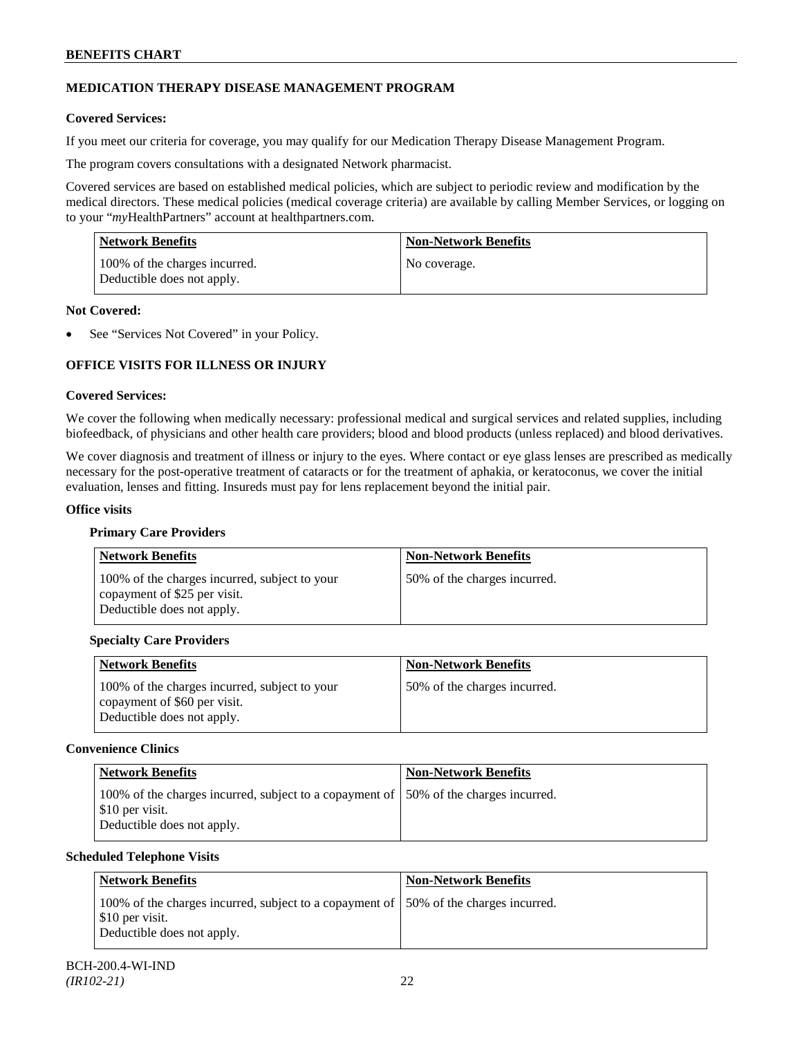## MEDICATION THERAPY DISEASE MANAGEMENT PROGRAM

**Covered Services:**

If you meet our criteria for coverage, you may qualify for our Medication Therapy Disease Management Program.

The program covers consultations with a designated Network pharmacist.

Covered services are based on established medical policies, which are subject to periodic review and modification by the medical directors. These medical policies (medical coverage criteria) are available by calling Member Services, or logging on to your "*my*HealthPartners" account at healthpartners.com.

| Network Benefits | Non-Network Benefits |
|---|---|
| 100% of the charges incurred. Deductible does not apply. | No coverage. |

**Not Covered:**

- See "Services Not Covered" in your Policy.

## OFFICE VISITS FOR ILLNESS OR INJURY

**Covered Services:**

We cover the following when medically necessary: professional medical and surgical services and related supplies, including biofeedback, of physicians and other health care providers; blood and blood products (unless replaced) and blood derivatives.

We cover diagnosis and treatment of illness or injury to the eyes. Where contact or eye glass lenses are prescribed as medically necessary for the post-operative treatment of cataracts or for the treatment of aphakia, or keratoconus, we cover the initial evaluation, lenses and fitting. Insureds must pay for lens replacement beyond the initial pair.

**Office visits**

**Primary Care Providers**

| Network Benefits | Non-Network Benefits |
|---|---|
| 100% of the charges incurred, subject to your copayment of $25 per visit. Deductible does not apply. | 50% of the charges incurred. |

**Specialty Care Providers**

| Network Benefits | Non-Network Benefits |
|---|---|
| 100% of the charges incurred, subject to your copayment of $60 per visit. Deductible does not apply. | 50% of the charges incurred. |

**Convenience Clinics**

| Network Benefits | Non-Network Benefits |
|---|---|
| 100% of the charges incurred, subject to a copayment of $10 per visit. Deductible does not apply. | 50% of the charges incurred. |

**Scheduled Telephone Visits**

| Network Benefits | Non-Network Benefits |
|---|---|
| 100% of the charges incurred, subject to a copayment of $10 per visit. Deductible does not apply. | 50% of the charges incurred. |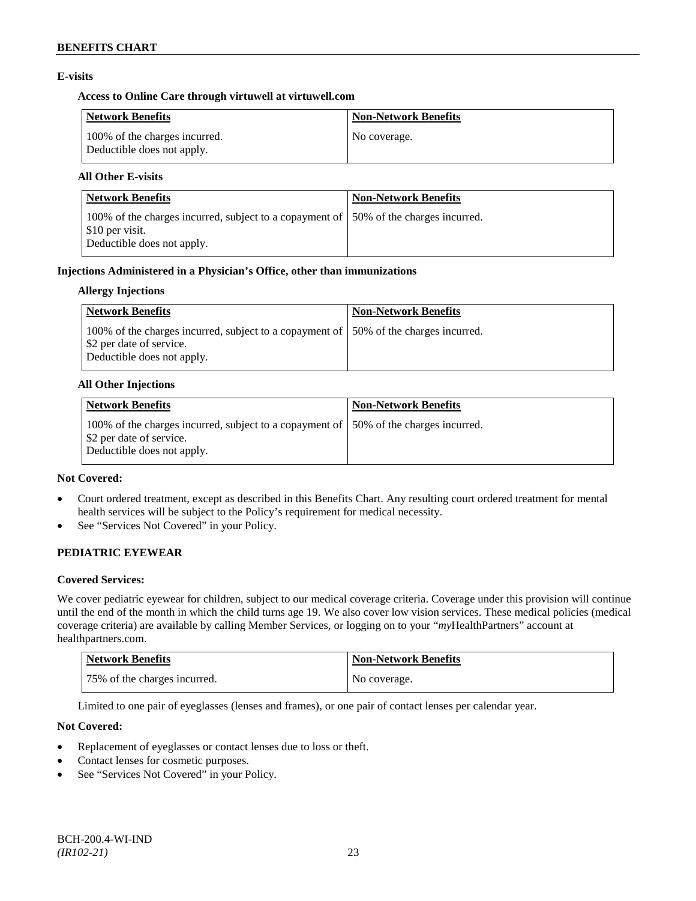### E-visits

#### Access to Online Care through virtuwell at virtuwell.com

| Network Benefits | Non-Network Benefits |
|---|---|
| 100% of the charges incurred. Deductible does not apply. | No coverage. |

#### All Other E-visits

| Network Benefits | Non-Network Benefits |
|---|---|
| 100% of the charges incurred, subject to a copayment of $10 per visit. Deductible does not apply. | 50% of the charges incurred. |

### Injections Administered in a Physician's Office, other than immunizations

#### Allergy Injections

| Network Benefits | Non-Network Benefits |
|---|---|
| 100% of the charges incurred, subject to a copayment of $2 per date of service. Deductible does not apply. | 50% of the charges incurred. |

#### All Other Injections

| Network Benefits | Non-Network Benefits |
|---|---|
| 100% of the charges incurred, subject to a copayment of $2 per date of service. Deductible does not apply. | 50% of the charges incurred. |

**Not Covered:**

- Court ordered treatment, except as described in this Benefits Chart. Any resulting court ordered treatment for mental health services will be subject to the Policy's requirement for medical necessity.
- See "Services Not Covered" in your Policy.

## PEDIATRIC EYEWEAR

**Covered Services:**

We cover pediatric eyewear for children, subject to our medical coverage criteria. Coverage under this provision will continue until the end of the month in which the child turns age 19. We also cover low vision services. These medical policies (medical coverage criteria) are available by calling Member Services, or logging on to your "*my*HealthPartners" account at healthpartners.com.

| Network Benefits | Non-Network Benefits |
|---|---|
| 75% of the charges incurred. | No coverage. |

Limited to one pair of eyeglasses (lenses and frames), or one pair of contact lenses per calendar year.

**Not Covered:**

- Replacement of eyeglasses or contact lenses due to loss or theft.
- Contact lenses for cosmetic purposes.
- See "Services Not Covered" in your Policy.

BCH-200.4-WI-IND
*(IR102-21)*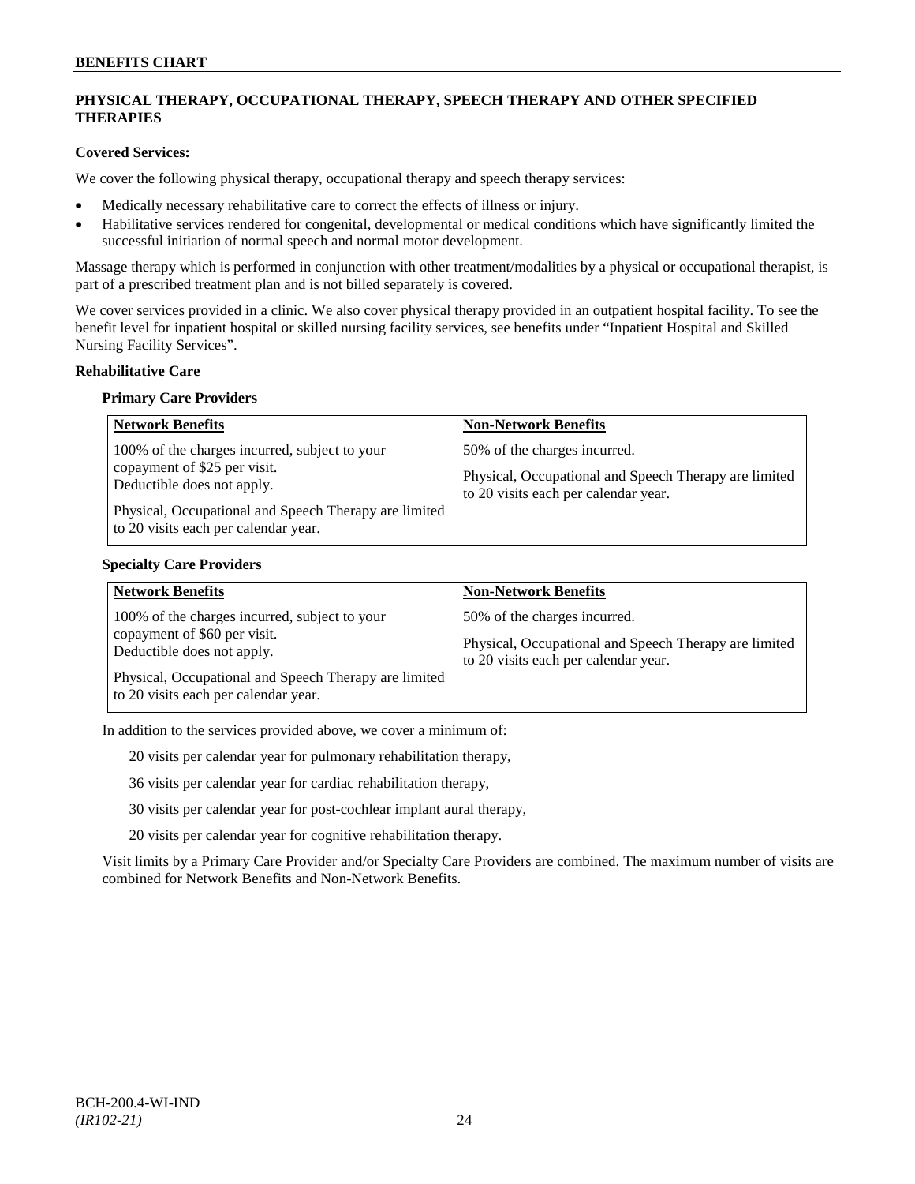## PHYSICAL THERAPY, OCCUPATIONAL THERAPY, SPEECH THERAPY AND OTHER SPECIFIED THERAPIES

**Covered Services:**

We cover the following physical therapy, occupational therapy and speech therapy services:

- Medically necessary rehabilitative care to correct the effects of illness or injury.
- Habilitative services rendered for congenital, developmental or medical conditions which have significantly limited the successful initiation of normal speech and normal motor development.

Massage therapy which is performed in conjunction with other treatment/modalities by a physical or occupational therapist, is part of a prescribed treatment plan and is not billed separately is covered.

We cover services provided in a clinic. We also cover physical therapy provided in an outpatient hospital facility. To see the benefit level for inpatient hospital or skilled nursing facility services, see benefits under "Inpatient Hospital and Skilled Nursing Facility Services".

**Rehabilitative Care**

**Primary Care Providers**

| Network Benefits | Non-Network Benefits |
|---|---|
| 100% of the charges incurred, subject to your copayment of $25 per visit. Deductible does not apply.<br><br>Physical, Occupational and Speech Therapy are limited to 20 visits each per calendar year. | 50% of the charges incurred.<br><br>Physical, Occupational and Speech Therapy are limited to 20 visits each per calendar year. |

**Specialty Care Providers**

| Network Benefits | Non-Network Benefits |
|---|---|
| 100% of the charges incurred, subject to your copayment of $60 per visit. Deductible does not apply.<br><br>Physical, Occupational and Speech Therapy are limited to 20 visits each per calendar year. | 50% of the charges incurred.<br><br>Physical, Occupational and Speech Therapy are limited to 20 visits each per calendar year. |

In addition to the services provided above, we cover a minimum of:

20 visits per calendar year for pulmonary rehabilitation therapy,

36 visits per calendar year for cardiac rehabilitation therapy,

30 visits per calendar year for post-cochlear implant aural therapy,

20 visits per calendar year for cognitive rehabilitation therapy.

Visit limits by a Primary Care Provider and/or Specialty Care Providers are combined. The maximum number of visits are combined for Network Benefits and Non-Network Benefits.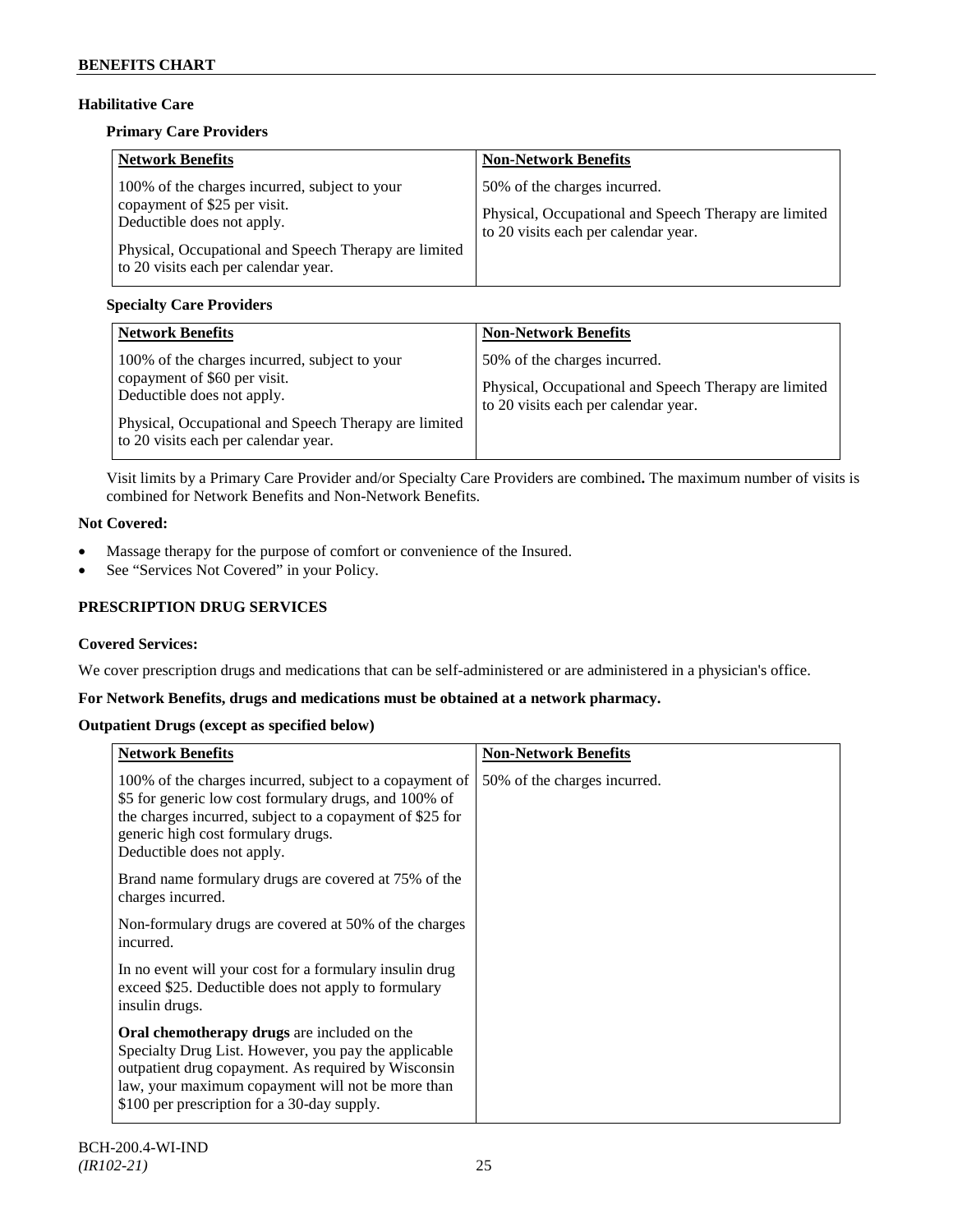### Habilitative Care

#### Primary Care Providers

| Network Benefits | Non-Network Benefits |
|---|---|
| 100% of the charges incurred, subject to your copayment of $25 per visit. Deductible does not apply.<br><br>Physical, Occupational and Speech Therapy are limited to 20 visits each per calendar year. | 50% of the charges incurred.<br><br>Physical, Occupational and Speech Therapy are limited to 20 visits each per calendar year. |

#### Specialty Care Providers

| Network Benefits | Non-Network Benefits |
|---|---|
| 100% of the charges incurred, subject to your copayment of $60 per visit. Deductible does not apply.<br><br>Physical, Occupational and Speech Therapy are limited to 20 visits each per calendar year. | 50% of the charges incurred.<br><br>Physical, Occupational and Speech Therapy are limited to 20 visits each per calendar year. |

Visit limits by a Primary Care Provider and/or Specialty Care Providers are combined**.** The maximum number of visits is combined for Network Benefits and Non-Network Benefits.

**Not Covered:**

- Massage therapy for the purpose of comfort or convenience of the Insured.
- See "Services Not Covered" in your Policy.

## PRESCRIPTION DRUG SERVICES

**Covered Services:**

We cover prescription drugs and medications that can be self-administered or are administered in a physician's office.

**For Network Benefits, drugs and medications must be obtained at a network pharmacy.**

**Outpatient Drugs (except as specified below)**

| Network Benefits | Non-Network Benefits |
|---|---|
| 100% of the charges incurred, subject to a copayment of $5 for generic low cost formulary drugs, and 100% of the charges incurred, subject to a copayment of $25 for generic high cost formulary drugs. Deductible does not apply.<br><br>Brand name formulary drugs are covered at 75% of the charges incurred.<br><br>Non-formulary drugs are covered at 50% of the charges incurred.<br><br>In no event will your cost for a formulary insulin drug exceed $25. Deductible does not apply to formulary insulin drugs.<br><br>**Oral chemotherapy drugs** are included on the Specialty Drug List. However, you pay the applicable outpatient drug copayment. As required by Wisconsin law, your maximum copayment will not be more than $100 per prescription for a 30-day supply. | 50% of the charges incurred. |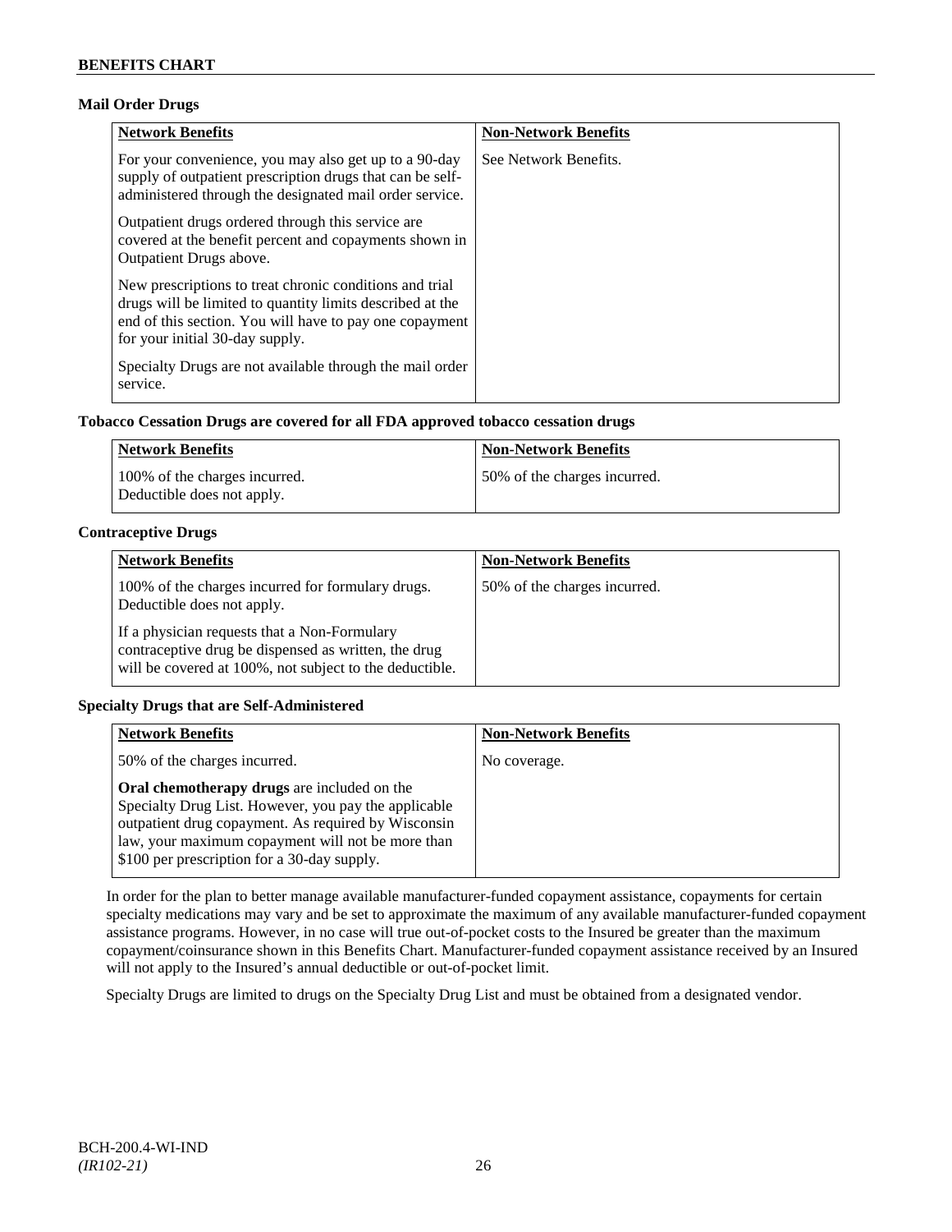### Mail Order Drugs

| Network Benefits | Non-Network Benefits |
|---|---|
| For your convenience, you may also get up to a 90-day supply of outpatient prescription drugs that can be self-administered through the designated mail order service.<br><br>Outpatient drugs ordered through this service are covered at the benefit percent and copayments shown in Outpatient Drugs above.<br><br>New prescriptions to treat chronic conditions and trial drugs will be limited to quantity limits described at the end of this section. You will have to pay one copayment for your initial 30-day supply.<br><br>Specialty Drugs are not available through the mail order service. | See Network Benefits. |

### Tobacco Cessation Drugs are covered for all FDA approved tobacco cessation drugs

| Network Benefits | Non-Network Benefits |
|---|---|
| 100% of the charges incurred.<br>Deductible does not apply. | 50% of the charges incurred. |

### Contraceptive Drugs

| Network Benefits | Non-Network Benefits |
|---|---|
| 100% of the charges incurred for formulary drugs. Deductible does not apply.<br><br>If a physician requests that a Non-Formulary contraceptive drug be dispensed as written, the drug will be covered at 100%, not subject to the deductible. | 50% of the charges incurred. |

### Specialty Drugs that are Self-Administered

| Network Benefits | Non-Network Benefits |
|---|---|
| 50% of the charges incurred.<br><br>**Oral chemotherapy drugs** are included on the Specialty Drug List. However, you pay the applicable outpatient drug copayment. As required by Wisconsin law, your maximum copayment will not be more than $100 per prescription for a 30-day supply. | No coverage. |

In order for the plan to better manage available manufacturer-funded copayment assistance, copayments for certain specialty medications may vary and be set to approximate the maximum of any available manufacturer-funded copayment assistance programs. However, in no case will true out-of-pocket costs to the Insured be greater than the maximum copayment/coinsurance shown in this Benefits Chart. Manufacturer-funded copayment assistance received by an Insured will not apply to the Insured's annual deductible or out-of-pocket limit.

Specialty Drugs are limited to drugs on the Specialty Drug List and must be obtained from a designated vendor.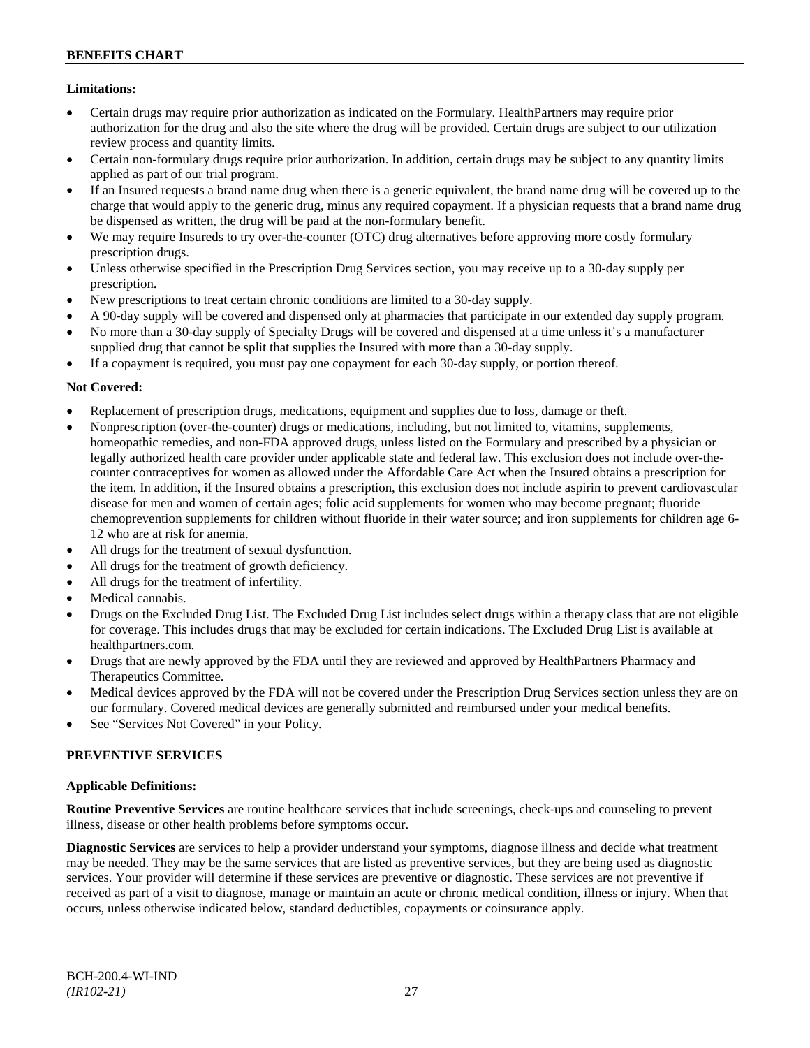**Limitations:**

- Certain drugs may require prior authorization as indicated on the Formulary. HealthPartners may require prior authorization for the drug and also the site where the drug will be provided. Certain drugs are subject to our utilization review process and quantity limits.
- Certain non-formulary drugs require prior authorization. In addition, certain drugs may be subject to any quantity limits applied as part of our trial program.
- If an Insured requests a brand name drug when there is a generic equivalent, the brand name drug will be covered up to the charge that would apply to the generic drug, minus any required copayment. If a physician requests that a brand name drug be dispensed as written, the drug will be paid at the non-formulary benefit.
- We may require Insureds to try over-the-counter (OTC) drug alternatives before approving more costly formulary prescription drugs.
- Unless otherwise specified in the Prescription Drug Services section, you may receive up to a 30-day supply per prescription.
- New prescriptions to treat certain chronic conditions are limited to a 30-day supply.
- A 90-day supply will be covered and dispensed only at pharmacies that participate in our extended day supply program.
- No more than a 30-day supply of Specialty Drugs will be covered and dispensed at a time unless it's a manufacturer supplied drug that cannot be split that supplies the Insured with more than a 30-day supply.
- If a copayment is required, you must pay one copayment for each 30-day supply, or portion thereof.

**Not Covered:**

- Replacement of prescription drugs, medications, equipment and supplies due to loss, damage or theft.
- Nonprescription (over-the-counter) drugs or medications, including, but not limited to, vitamins, supplements, homeopathic remedies, and non-FDA approved drugs, unless listed on the Formulary and prescribed by a physician or legally authorized health care provider under applicable state and federal law. This exclusion does not include over-the-counter contraceptives for women as allowed under the Affordable Care Act when the Insured obtains a prescription for the item. In addition, if the Insured obtains a prescription, this exclusion does not include aspirin to prevent cardiovascular disease for men and women of certain ages; folic acid supplements for women who may become pregnant; fluoride chemoprevention supplements for children without fluoride in their water source; and iron supplements for children age 6-12 who are at risk for anemia.
- All drugs for the treatment of sexual dysfunction.
- All drugs for the treatment of growth deficiency.
- All drugs for the treatment of infertility.
- Medical cannabis.
- Drugs on the Excluded Drug List. The Excluded Drug List includes select drugs within a therapy class that are not eligible for coverage. This includes drugs that may be excluded for certain indications. The Excluded Drug List is available at healthpartners.com.
- Drugs that are newly approved by the FDA until they are reviewed and approved by HealthPartners Pharmacy and Therapeutics Committee.
- Medical devices approved by the FDA will not be covered under the Prescription Drug Services section unless they are on our formulary. Covered medical devices are generally submitted and reimbursed under your medical benefits.
- See "Services Not Covered" in your Policy.

## PREVENTIVE SERVICES

**Applicable Definitions:**

**Routine Preventive Services** are routine healthcare services that include screenings, check-ups and counseling to prevent illness, disease or other health problems before symptoms occur.

**Diagnostic Services** are services to help a provider understand your symptoms, diagnose illness and decide what treatment may be needed. They may be the same services that are listed as preventive services, but they are being used as diagnostic services. Your provider will determine if these services are preventive or diagnostic. These services are not preventive if received as part of a visit to diagnose, manage or maintain an acute or chronic medical condition, illness or injury. When that occurs, unless otherwise indicated below, standard deductibles, copayments or coinsurance apply.

BCH-200.4-WI-IND
*(IR102-21)*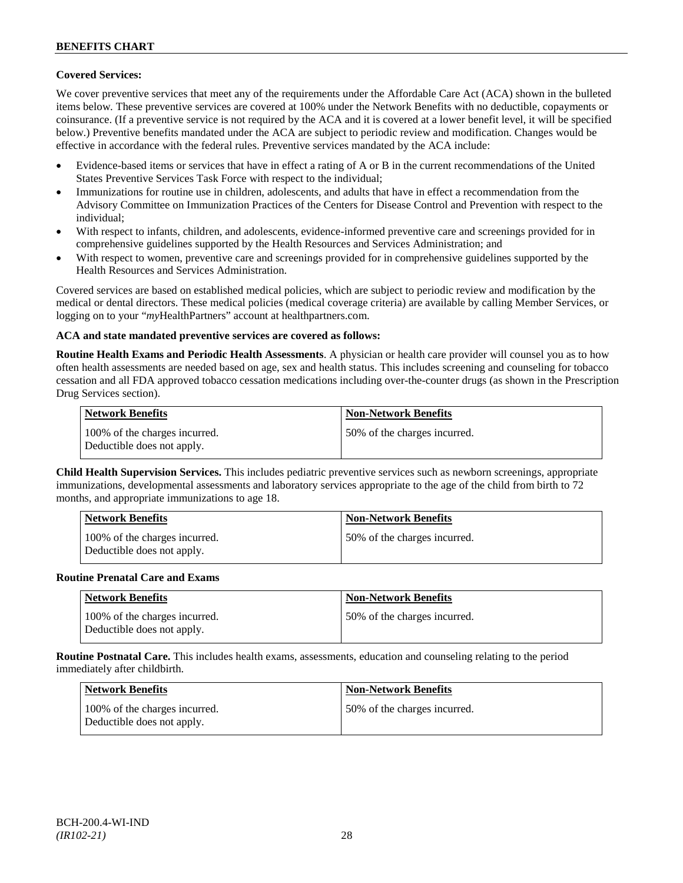**Covered Services:**

We cover preventive services that meet any of the requirements under the Affordable Care Act (ACA) shown in the bulleted items below. These preventive services are covered at 100% under the Network Benefits with no deductible, copayments or coinsurance. (If a preventive service is not required by the ACA and it is covered at a lower benefit level, it will be specified below.) Preventive benefits mandated under the ACA are subject to periodic review and modification. Changes would be effective in accordance with the federal rules. Preventive services mandated by the ACA include:

- Evidence-based items or services that have in effect a rating of A or B in the current recommendations of the United States Preventive Services Task Force with respect to the individual;
- Immunizations for routine use in children, adolescents, and adults that have in effect a recommendation from the Advisory Committee on Immunization Practices of the Centers for Disease Control and Prevention with respect to the individual;
- With respect to infants, children, and adolescents, evidence-informed preventive care and screenings provided for in comprehensive guidelines supported by the Health Resources and Services Administration; and
- With respect to women, preventive care and screenings provided for in comprehensive guidelines supported by the Health Resources and Services Administration.

Covered services are based on established medical policies, which are subject to periodic review and modification by the medical or dental directors. These medical policies (medical coverage criteria) are available by calling Member Services, or logging on to your "*my*HealthPartners" account at healthpartners.com.

**ACA and state mandated preventive services are covered as follows:**

**Routine Health Exams and Periodic Health Assessments**. A physician or health care provider will counsel you as to how often health assessments are needed based on age, sex and health status. This includes screening and counseling for tobacco cessation and all FDA approved tobacco cessation medications including over-the-counter drugs (as shown in the Prescription Drug Services section).

| Network Benefits | Non-Network Benefits |
| --- | --- |
| 100% of the charges incurred. Deductible does not apply. | 50% of the charges incurred. |

**Child Health Supervision Services.** This includes pediatric preventive services such as newborn screenings, appropriate immunizations, developmental assessments and laboratory services appropriate to the age of the child from birth to 72 months, and appropriate immunizations to age 18.

| Network Benefits | Non-Network Benefits |
| --- | --- |
| 100% of the charges incurred. Deductible does not apply. | 50% of the charges incurred. |

**Routine Prenatal Care and Exams**

| Network Benefits | Non-Network Benefits |
| --- | --- |
| 100% of the charges incurred. Deductible does not apply. | 50% of the charges incurred. |

**Routine Postnatal Care.** This includes health exams, assessments, education and counseling relating to the period immediately after childbirth.

| Network Benefits | Non-Network Benefits |
| --- | --- |
| 100% of the charges incurred. Deductible does not apply. | 50% of the charges incurred. |

BCH-200.4-WI-IND
*(IR102-21)*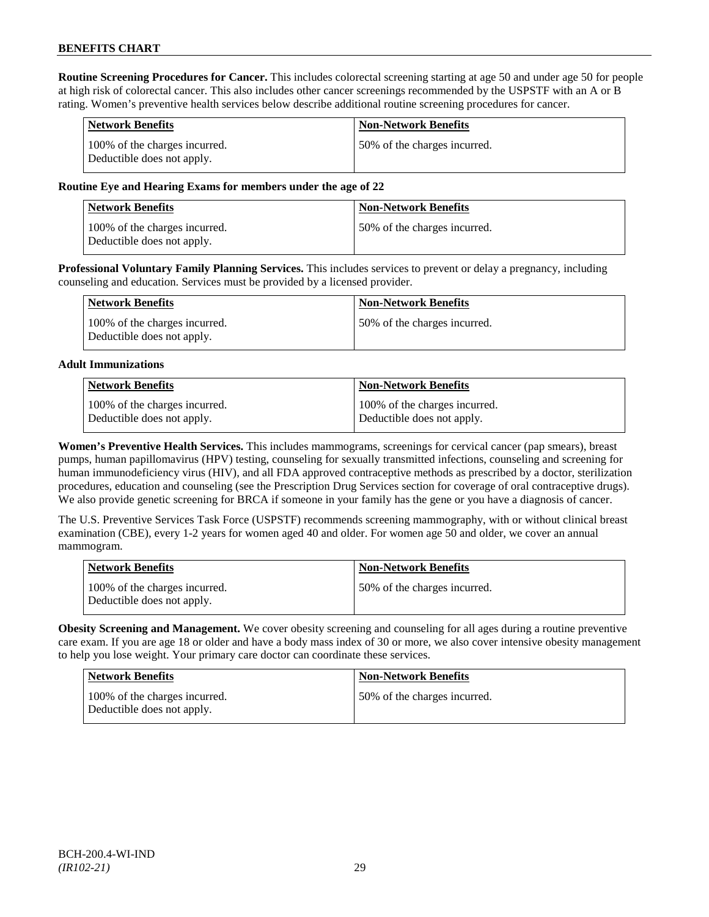**Routine Screening Procedures for Cancer.** This includes colorectal screening starting at age 50 and under age 50 for people at high risk of colorectal cancer. This also includes other cancer screenings recommended by the USPSTF with an A or B rating. Women's preventive health services below describe additional routine screening procedures for cancer.

| Network Benefits | Non-Network Benefits |
|---|---|
| 100% of the charges incurred. Deductible does not apply. | 50% of the charges incurred. |

**Routine Eye and Hearing Exams for members under the age of 22**

| Network Benefits | Non-Network Benefits |
|---|---|
| 100% of the charges incurred. Deductible does not apply. | 50% of the charges incurred. |

**Professional Voluntary Family Planning Services.** This includes services to prevent or delay a pregnancy, including counseling and education. Services must be provided by a licensed provider.

| Network Benefits | Non-Network Benefits |
|---|---|
| 100% of the charges incurred. Deductible does not apply. | 50% of the charges incurred. |

**Adult Immunizations**

| Network Benefits | Non-Network Benefits |
|---|---|
| 100% of the charges incurred. Deductible does not apply. | 100% of the charges incurred. Deductible does not apply. |

**Women's Preventive Health Services.** This includes mammograms, screenings for cervical cancer (pap smears), breast pumps, human papillomavirus (HPV) testing, counseling for sexually transmitted infections, counseling and screening for human immunodeficiency virus (HIV), and all FDA approved contraceptive methods as prescribed by a doctor, sterilization procedures, education and counseling (see the Prescription Drug Services section for coverage of oral contraceptive drugs). We also provide genetic screening for BRCA if someone in your family has the gene or you have a diagnosis of cancer.

The U.S. Preventive Services Task Force (USPSTF) recommends screening mammography, with or without clinical breast examination (CBE), every 1-2 years for women aged 40 and older. For women age 50 and older, we cover an annual mammogram.

| Network Benefits | Non-Network Benefits |
|---|---|
| 100% of the charges incurred. Deductible does not apply. | 50% of the charges incurred. |

**Obesity Screening and Management.** We cover obesity screening and counseling for all ages during a routine preventive care exam. If you are age 18 or older and have a body mass index of 30 or more, we also cover intensive obesity management to help you lose weight. Your primary care doctor can coordinate these services.

| Network Benefits | Non-Network Benefits |
|---|---|
| 100% of the charges incurred. Deductible does not apply. | 50% of the charges incurred. |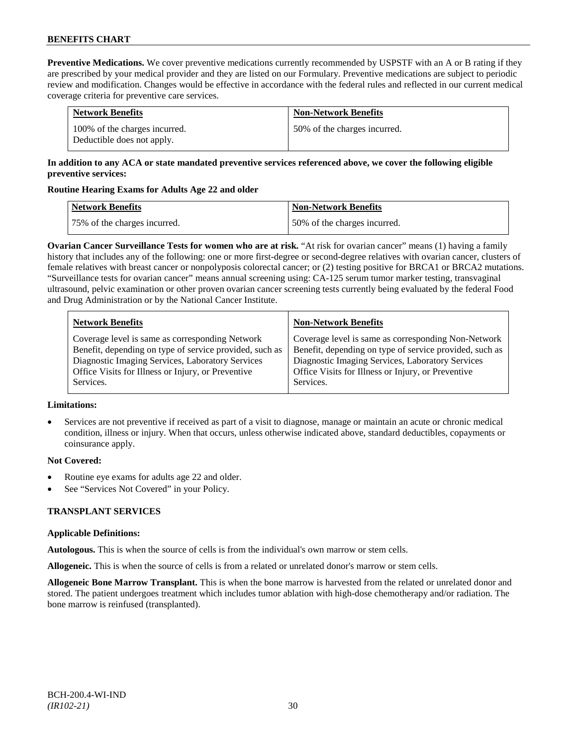**Preventive Medications.** We cover preventive medications currently recommended by USPSTF with an A or B rating if they are prescribed by your medical provider and they are listed on our Formulary. Preventive medications are subject to periodic review and modification. Changes would be effective in accordance with the federal rules and reflected in our current medical coverage criteria for preventive care services.

| Network Benefits | Non-Network Benefits |
|---|---|
| 100% of the charges incurred. Deductible does not apply. | 50% of the charges incurred. |

**In addition to any ACA or state mandated preventive services referenced above, we cover the following eligible preventive services:**

**Routine Hearing Exams for Adults Age 22 and older**

| Network Benefits | Non-Network Benefits |
|---|---|
| 75% of the charges incurred. | 50% of the charges incurred. |

**Ovarian Cancer Surveillance Tests for women who are at risk.** "At risk for ovarian cancer" means (1) having a family history that includes any of the following: one or more first-degree or second-degree relatives with ovarian cancer, clusters of female relatives with breast cancer or nonpolyposis colorectal cancer; or (2) testing positive for BRCA1 or BRCA2 mutations. "Surveillance tests for ovarian cancer" means annual screening using: CA-125 serum tumor marker testing, transvaginal ultrasound, pelvic examination or other proven ovarian cancer screening tests currently being evaluated by the federal Food and Drug Administration or by the National Cancer Institute.

| Network Benefits | Non-Network Benefits |
|---|---|
| Coverage level is same as corresponding Network Benefit, depending on type of service provided, such as Diagnostic Imaging Services, Laboratory Services Office Visits for Illness or Injury, or Preventive Services. | Coverage level is same as corresponding Non-Network Benefit, depending on type of service provided, such as Diagnostic Imaging Services, Laboratory Services Office Visits for Illness or Injury, or Preventive Services. |

**Limitations:**

- Services are not preventive if received as part of a visit to diagnose, manage or maintain an acute or chronic medical condition, illness or injury. When that occurs, unless otherwise indicated above, standard deductibles, copayments or coinsurance apply.

**Not Covered:**

- Routine eye exams for adults age 22 and older.
- See "Services Not Covered" in your Policy.

## TRANSPLANT SERVICES

**Applicable Definitions:**

**Autologous.** This is when the source of cells is from the individual's own marrow or stem cells.

**Allogeneic.** This is when the source of cells is from a related or unrelated donor's marrow or stem cells.

**Allogeneic Bone Marrow Transplant.** This is when the bone marrow is harvested from the related or unrelated donor and stored. The patient undergoes treatment which includes tumor ablation with high-dose chemotherapy and/or radiation. The bone marrow is reinfused (transplanted).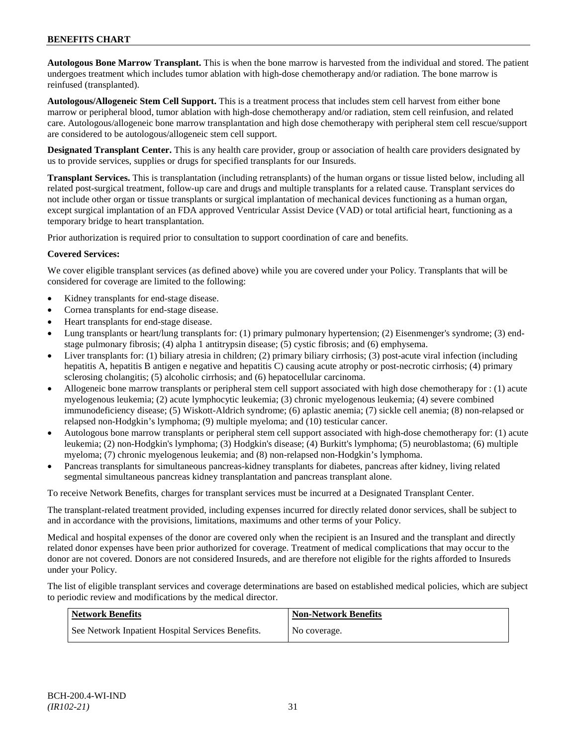**Autologous Bone Marrow Transplant.** This is when the bone marrow is harvested from the individual and stored. The patient undergoes treatment which includes tumor ablation with high-dose chemotherapy and/or radiation. The bone marrow is reinfused (transplanted).

**Autologous/Allogeneic Stem Cell Support.** This is a treatment process that includes stem cell harvest from either bone marrow or peripheral blood, tumor ablation with high-dose chemotherapy and/or radiation, stem cell reinfusion, and related care. Autologous/allogeneic bone marrow transplantation and high dose chemotherapy with peripheral stem cell rescue/support are considered to be autologous/allogeneic stem cell support.

**Designated Transplant Center.** This is any health care provider, group or association of health care providers designated by us to provide services, supplies or drugs for specified transplants for our Insureds.

**Transplant Services.** This is transplantation (including retransplants) of the human organs or tissue listed below, including all related post-surgical treatment, follow-up care and drugs and multiple transplants for a related cause. Transplant services do not include other organ or tissue transplants or surgical implantation of mechanical devices functioning as a human organ, except surgical implantation of an FDA approved Ventricular Assist Device (VAD) or total artificial heart, functioning as a temporary bridge to heart transplantation.

Prior authorization is required prior to consultation to support coordination of care and benefits.

**Covered Services:**

We cover eligible transplant services (as defined above) while you are covered under your Policy. Transplants that will be considered for coverage are limited to the following:

- Kidney transplants for end-stage disease.
- Cornea transplants for end-stage disease.
- Heart transplants for end-stage disease.
- Lung transplants or heart/lung transplants for: (1) primary pulmonary hypertension; (2) Eisenmenger's syndrome; (3) end-stage pulmonary fibrosis; (4) alpha 1 antitrypsin disease; (5) cystic fibrosis; and (6) emphysema.
- Liver transplants for: (1) biliary atresia in children; (2) primary biliary cirrhosis; (3) post-acute viral infection (including hepatitis A, hepatitis B antigen e negative and hepatitis C) causing acute atrophy or post-necrotic cirrhosis; (4) primary sclerosing cholangitis; (5) alcoholic cirrhosis; and (6) hepatocellular carcinoma.
- Allogeneic bone marrow transplants or peripheral stem cell support associated with high dose chemotherapy for : (1) acute myelogenous leukemia; (2) acute lymphocytic leukemia; (3) chronic myelogenous leukemia; (4) severe combined immunodeficiency disease; (5) Wiskott-Aldrich syndrome; (6) aplastic anemia; (7) sickle cell anemia; (8) non-relapsed or relapsed non-Hodgkin's lymphoma; (9) multiple myeloma; and (10) testicular cancer.
- Autologous bone marrow transplants or peripheral stem cell support associated with high-dose chemotherapy for: (1) acute leukemia; (2) non-Hodgkin's lymphoma; (3) Hodgkin's disease; (4) Burkitt's lymphoma; (5) neuroblastoma; (6) multiple myeloma; (7) chronic myelogenous leukemia; and (8) non-relapsed non-Hodgkin's lymphoma.
- Pancreas transplants for simultaneous pancreas-kidney transplants for diabetes, pancreas after kidney, living related segmental simultaneous pancreas kidney transplantation and pancreas transplant alone.

To receive Network Benefits, charges for transplant services must be incurred at a Designated Transplant Center.

The transplant-related treatment provided, including expenses incurred for directly related donor services, shall be subject to and in accordance with the provisions, limitations, maximums and other terms of your Policy.

Medical and hospital expenses of the donor are covered only when the recipient is an Insured and the transplant and directly related donor expenses have been prior authorized for coverage. Treatment of medical complications that may occur to the donor are not covered. Donors are not considered Insureds, and are therefore not eligible for the rights afforded to Insureds under your Policy.

The list of eligible transplant services and coverage determinations are based on established medical policies, which are subject to periodic review and modifications by the medical director.

| Network Benefits | Non-Network Benefits |
| --- | --- |
| See Network Inpatient Hospital Services Benefits. | No coverage. |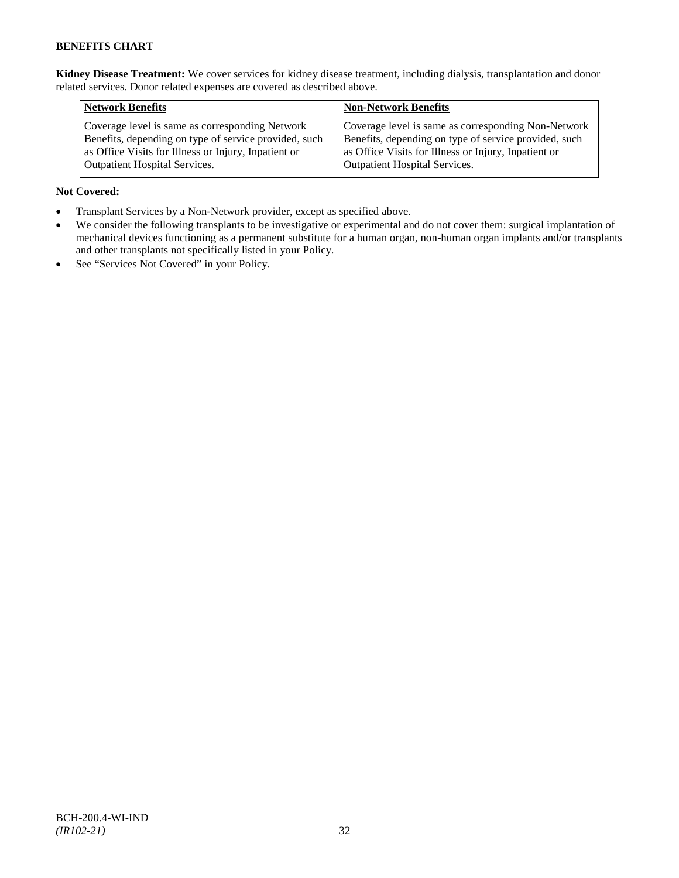**Kidney Disease Treatment:** We cover services for kidney disease treatment, including dialysis, transplantation and donor related services. Donor related expenses are covered as described above.

| Network Benefits | Non-Network Benefits |
|---|---|
| Coverage level is same as corresponding Network Benefits, depending on type of service provided, such as Office Visits for Illness or Injury, Inpatient or Outpatient Hospital Services. | Coverage level is same as corresponding Non-Network Benefits, depending on type of service provided, such as Office Visits for Illness or Injury, Inpatient or Outpatient Hospital Services. |

**Not Covered:**

- Transplant Services by a Non-Network provider, except as specified above.
- We consider the following transplants to be investigative or experimental and do not cover them: surgical implantation of mechanical devices functioning as a permanent substitute for a human organ, non-human organ implants and/or transplants and other transplants not specifically listed in your Policy.
- See "Services Not Covered" in your Policy.